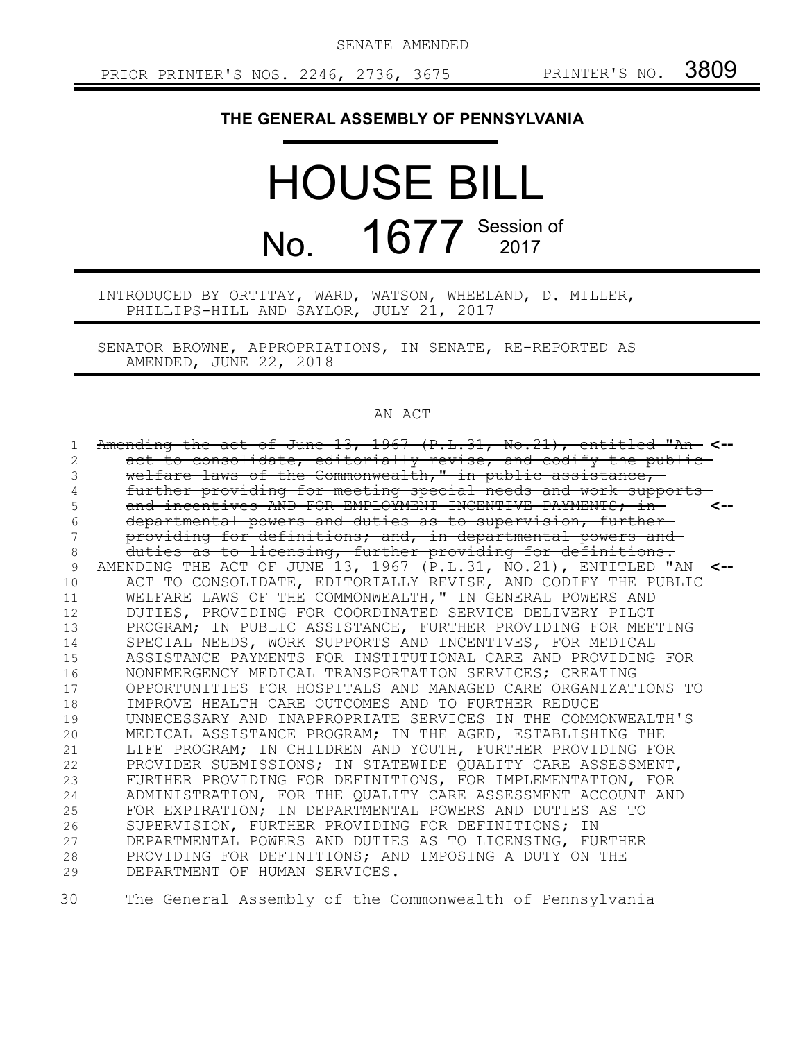SENATE AMENDED

PRIOR PRINTER'S NOS. 2246, 2736, 3675 PRINTER'S NO. 3809

# THE GENERAL ASSEMBLY OF PENNSYLVANIA

# HOUSE BILL

# No. 1677 Session of 2017

INTRODUCED BY ORTITAY, WARD, WATSON, WHEELAND, D. MILLER, PHILLIPS-HILL AND SAYLOR, JULY 21, 2017

SENATOR BROWNE, APPROPRIATIONS, IN SENATE, RE-REPORTED AS AMENDED, JUNE 22, 2018

## AN ACT

~~Amending the act of June 13, 1967 (P.L.31, No.21), entitled "An act to consolidate, editorially revise, and codify the public welfare laws of the Commonwealth," in public assistance, further providing for meeting special needs and work supports and incentives AND FOR EMPLOYMENT INCENTIVE PAYMENTS; in departmental powers and duties as to supervision, further providing for definitions; and, in departmental powers and duties as to licensing, further providing for definitions.~~ <--

AMENDING THE ACT OF JUNE 13, 1967 (P.L.31, NO.21), ENTITLED "AN ACT TO CONSOLIDATE, EDITORIALLY REVISE, AND CODIFY THE PUBLIC WELFARE LAWS OF THE COMMONWEALTH," IN GENERAL POWERS AND DUTIES, PROVIDING FOR COORDINATED SERVICE DELIVERY PILOT PROGRAM; IN PUBLIC ASSISTANCE, FURTHER PROVIDING FOR MEETING SPECIAL NEEDS, WORK SUPPORTS AND INCENTIVES, FOR MEDICAL ASSISTANCE PAYMENTS FOR INSTITUTIONAL CARE AND PROVIDING FOR NONEMERGENCY MEDICAL TRANSPORTATION SERVICES; CREATING OPPORTUNITIES FOR HOSPITALS AND MANAGED CARE ORGANIZATIONS TO IMPROVE HEALTH CARE OUTCOMES AND TO FURTHER REDUCE UNNECESSARY AND INAPPROPRIATE SERVICES IN THE COMMONWEALTH'S MEDICAL ASSISTANCE PROGRAM; IN THE AGED, ESTABLISHING THE LIFE PROGRAM; IN CHILDREN AND YOUTH, FURTHER PROVIDING FOR PROVIDER SUBMISSIONS; IN STATEWIDE QUALITY CARE ASSESSMENT, FURTHER PROVIDING FOR DEFINITIONS, FOR IMPLEMENTATION, FOR ADMINISTRATION, FOR THE QUALITY CARE ASSESSMENT ACCOUNT AND FOR EXPIRATION; IN DEPARTMENTAL POWERS AND DUTIES AS TO SUPERVISION, FURTHER PROVIDING FOR DEFINITIONS; IN DEPARTMENTAL POWERS AND DUTIES AS TO LICENSING, FURTHER PROVIDING FOR DEFINITIONS; AND IMPOSING A DUTY ON THE DEPARTMENT OF HUMAN SERVICES. <--

The General Assembly of the Commonwealth of Pennsylvania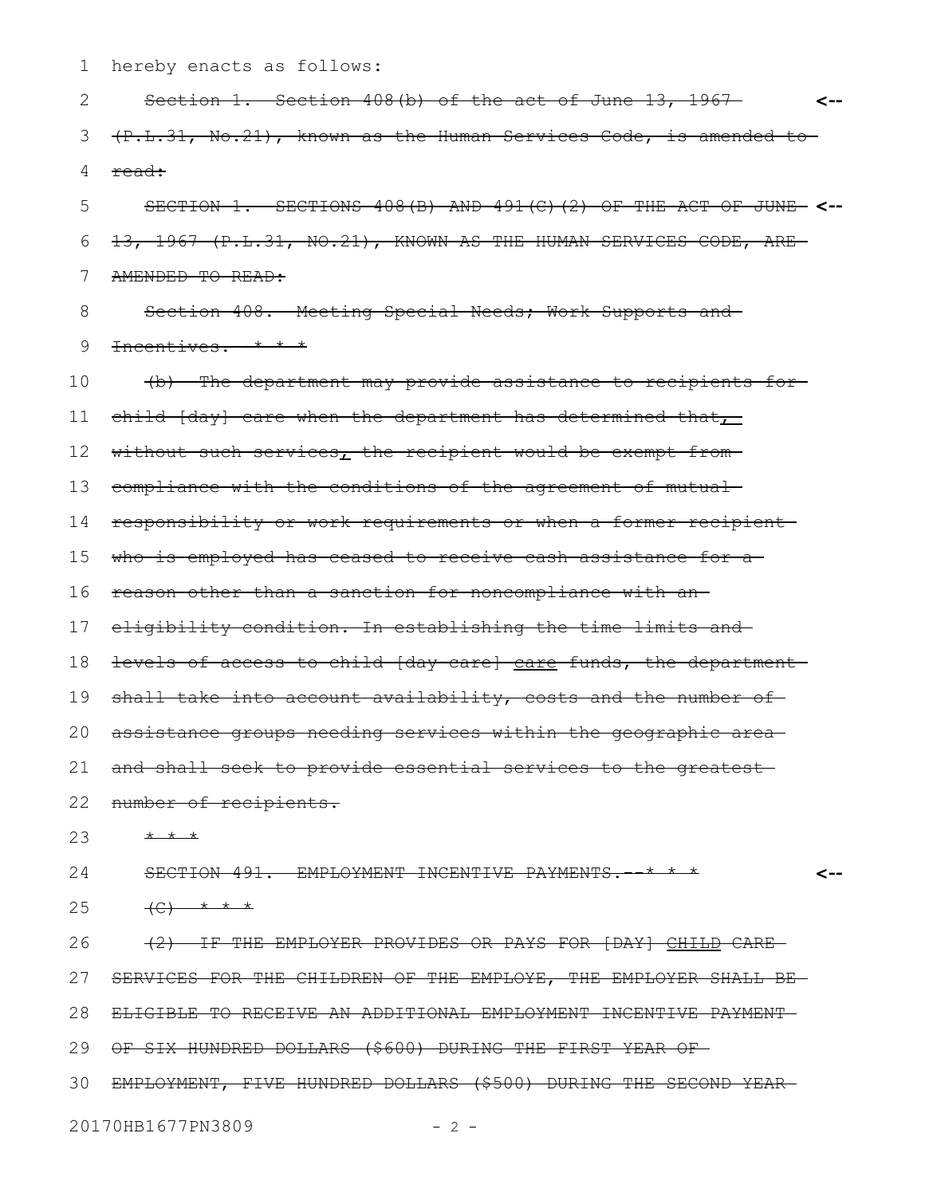hereby enacts as follows:

~~Section 1. Section 408(b) of the act of June 13, 1967 (P.L.31, No.21), known as the Human Services Code, is amended to read:~~ <--

~~SECTION 1. SECTIONS 408(B) AND 491(C)(2) OF THE ACT OF JUNE 13, 1967 (P.L.31, NO.21), KNOWN AS THE HUMAN SERVICES CODE, ARE AMENDED TO READ:~~ <--

~~Section 408. Meeting Special Needs; Work Supports and Incentives. * * *~~

~~(b) The department may provide assistance to recipients for child [day] care when the department has determined that, without such services, the recipient would be exempt from compliance with the conditions of the agreement of mutual responsibility or work requirements or when a former recipient who is employed has ceased to receive cash assistance for a reason other than a sanction for noncompliance with an eligibility condition. In establishing the time limits and levels of access to child [day care] care funds, the department shall take into account availability, costs and the number of assistance groups needing services within the geographic area and shall seek to provide essential services to the greatest number of recipients.~~

~~* * *~~

~~SECTION 491. EMPLOYMENT INCENTIVE PAYMENTS.--* * *~~ <--

~~(C) * * *~~

~~(2) IF THE EMPLOYER PROVIDES OR PAYS FOR [DAY] CHILD CARE SERVICES FOR THE CHILDREN OF THE EMPLOYE, THE EMPLOYER SHALL BE ELIGIBLE TO RECEIVE AN ADDITIONAL EMPLOYMENT INCENTIVE PAYMENT OF SIX HUNDRED DOLLARS ($600) DURING THE FIRST YEAR OF EMPLOYMENT, FIVE HUNDRED DOLLARS ($500) DURING THE SECOND YEAR~~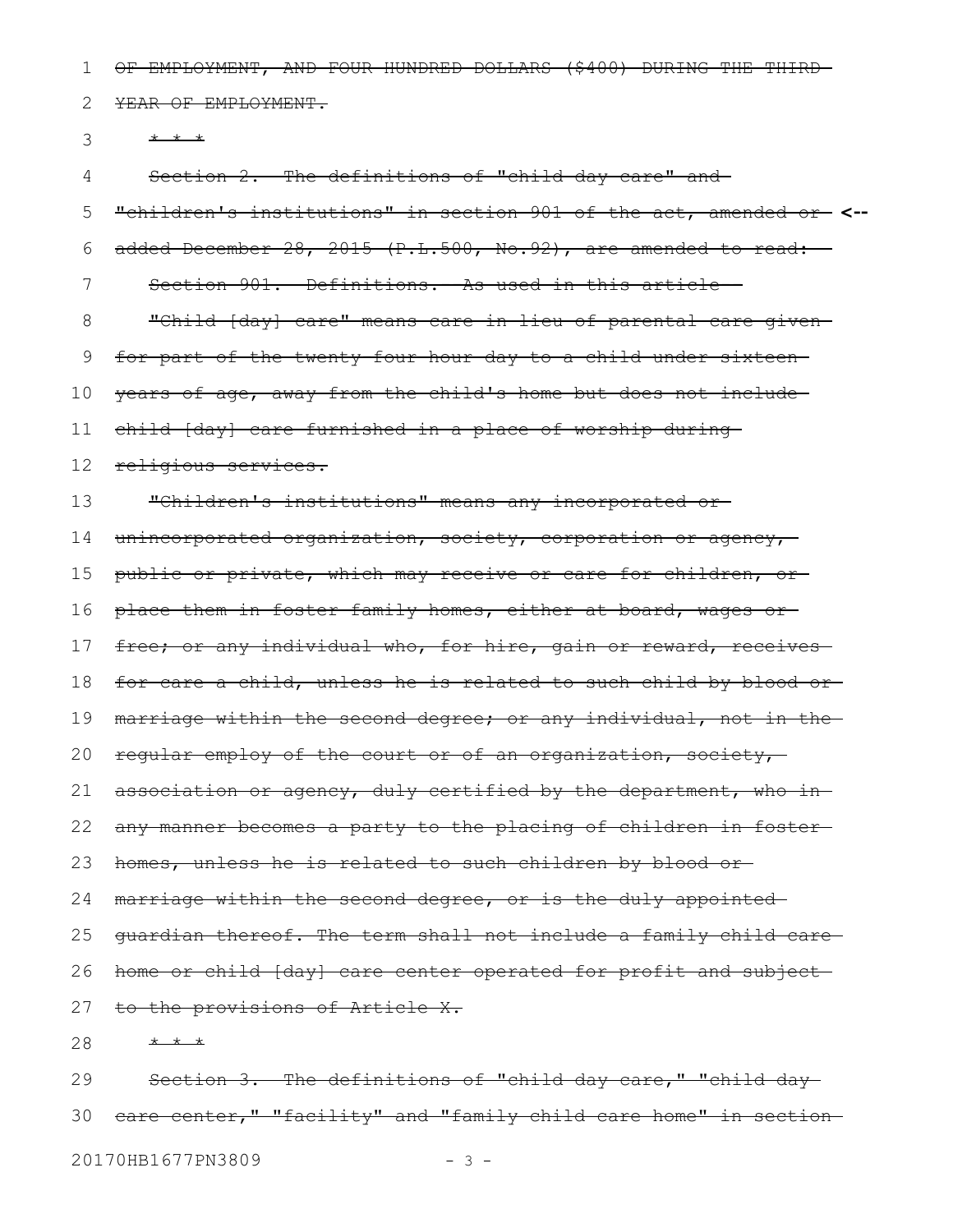OF EMPLOYMENT, AND FOUR HUNDRED DOLLARS ($400) DURING THE THIRD YEAR OF EMPLOYMENT.

\* \* \*

Section 2. The definitions of "child day care" and "children's institutions" in section 901 of the act, amended or added December 28, 2015 (P.L.500, No.92), are amended to read: <--

Section 901. Definitions.--As used in this article--

"Child [day] care" means care in lieu of parental care given for part of the twenty-four hour day to a child under sixteen years of age, away from the child's home but does not include child [day] care furnished in a place of worship during religious services.

"Children's institutions" means any incorporated or unincorporated organization, society, corporation or agency, public or private, which may receive or care for children, or place them in foster family homes, either at board, wages or free; or any individual who, for hire, gain or reward, receives for care a child, unless he is related to such child by blood or marriage within the second degree; or any individual, not in the regular employ of the court or of an organization, society, association or agency, duly certified by the department, who in any manner becomes a party to the placing of children in foster homes, unless he is related to such children by blood or marriage within the second degree, or is the duly appointed guardian thereof. The term shall not include a family child care home or child [day] care center operated for profit and subject to the provisions of Article X.

\* \* \*

Section 3. The definitions of "child day care," "child day care center," "facility" and "family child care home" in section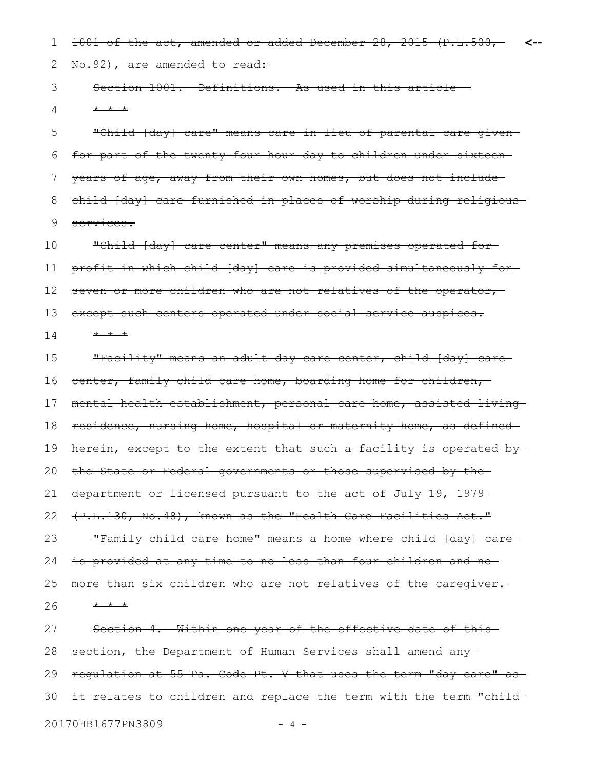~~1001 of the act, amended or added December 28, 2015 (P.L.500, No.92), are amended to read:~~ <--

~~Section 1001. Definitions. As used in this article--~~

~~* * *~~

~~"Child [day] care" means care in lieu of parental care given for part of the twenty four hour day to children under sixteen years of age, away from their own homes, but does not include child [day] care furnished in places of worship during religious services.~~

~~"Child [day] care center" means any premises operated for profit in which child [day] care is provided simultaneously for seven or more children who are not relatives of the operator, except such centers operated under social service auspices.~~

~~* * *~~

~~"Facility" means an adult day care center, child [day] care center, family child care home, boarding home for children, mental health establishment, personal care home, assisted living residence, nursing home, hospital or maternity home, as defined herein, except to the extent that such a facility is operated by the State or Federal governments or those supervised by the department or licensed pursuant to the act of July 19, 1979 (P.L.130, No.48), known as the "Health Care Facilities Act."~~

~~"Family child care home" means a home where child [day] care is provided at any time to no less than four children and no more than six children who are not relatives of the caregiver.~~

~~* * *~~

~~Section 4. Within one year of the effective date of this section, the Department of Human Services shall amend any regulation at 55 Pa. Code Pt. V that uses the term "day care" as it relates to children and replace the term with the term "child~~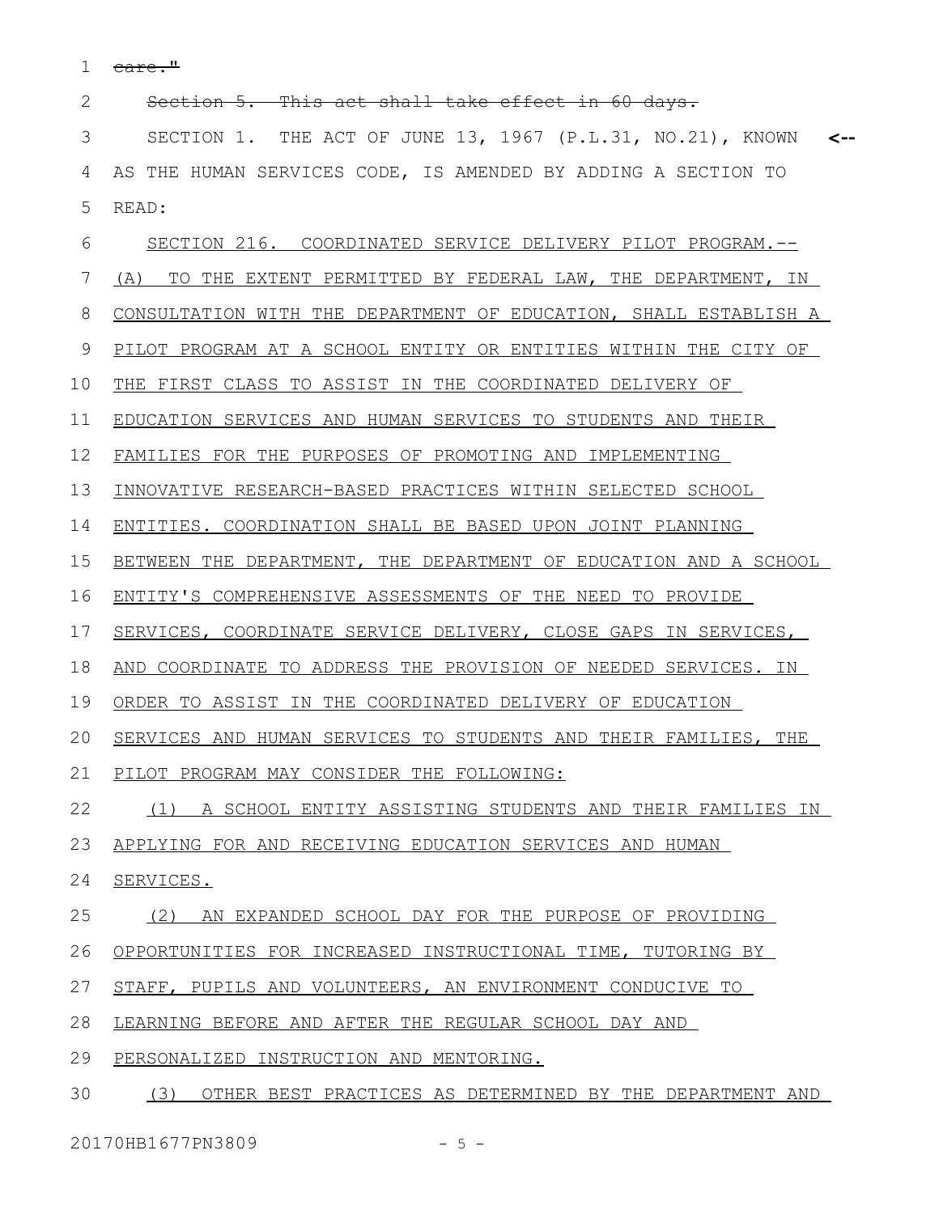~~care."~~

~~Section 5. This act shall take effect in 60 days.~~

SECTION 1. THE ACT OF JUNE 13, 1967 (P.L.31, NO.21), KNOWN AS THE HUMAN SERVICES CODE, IS AMENDED BY ADDING A SECTION TO READ: <--

<u>SECTION 216. COORDINATED SERVICE DELIVERY PILOT PROGRAM.--</u>
<u>(A) TO THE EXTENT PERMITTED BY FEDERAL LAW, THE DEPARTMENT, IN CONSULTATION WITH THE DEPARTMENT OF EDUCATION, SHALL ESTABLISH A PILOT PROGRAM AT A SCHOOL ENTITY OR ENTITIES WITHIN THE CITY OF THE FIRST CLASS TO ASSIST IN THE COORDINATED DELIVERY OF EDUCATION SERVICES AND HUMAN SERVICES TO STUDENTS AND THEIR FAMILIES FOR THE PURPOSES OF PROMOTING AND IMPLEMENTING INNOVATIVE RESEARCH-BASED PRACTICES WITHIN SELECTED SCHOOL ENTITIES. COORDINATION SHALL BE BASED UPON JOINT PLANNING BETWEEN THE DEPARTMENT, THE DEPARTMENT OF EDUCATION AND A SCHOOL ENTITY'S COMPREHENSIVE ASSESSMENTS OF THE NEED TO PROVIDE SERVICES, COORDINATE SERVICE DELIVERY, CLOSE GAPS IN SERVICES, AND COORDINATE TO ADDRESS THE PROVISION OF NEEDED SERVICES. IN ORDER TO ASSIST IN THE COORDINATED DELIVERY OF EDUCATION SERVICES AND HUMAN SERVICES TO STUDENTS AND THEIR FAMILIES, THE PILOT PROGRAM MAY CONSIDER THE FOLLOWING:</u>

<u>(1) A SCHOOL ENTITY ASSISTING STUDENTS AND THEIR FAMILIES IN APPLYING FOR AND RECEIVING EDUCATION SERVICES AND HUMAN SERVICES.</u>

<u>(2) AN EXPANDED SCHOOL DAY FOR THE PURPOSE OF PROVIDING OPPORTUNITIES FOR INCREASED INSTRUCTIONAL TIME, TUTORING BY STAFF, PUPILS AND VOLUNTEERS, AN ENVIRONMENT CONDUCIVE TO LEARNING BEFORE AND AFTER THE REGULAR SCHOOL DAY AND PERSONALIZED INSTRUCTION AND MENTORING.</u>

<u>(3) OTHER BEST PRACTICES AS DETERMINED BY THE DEPARTMENT AND</u>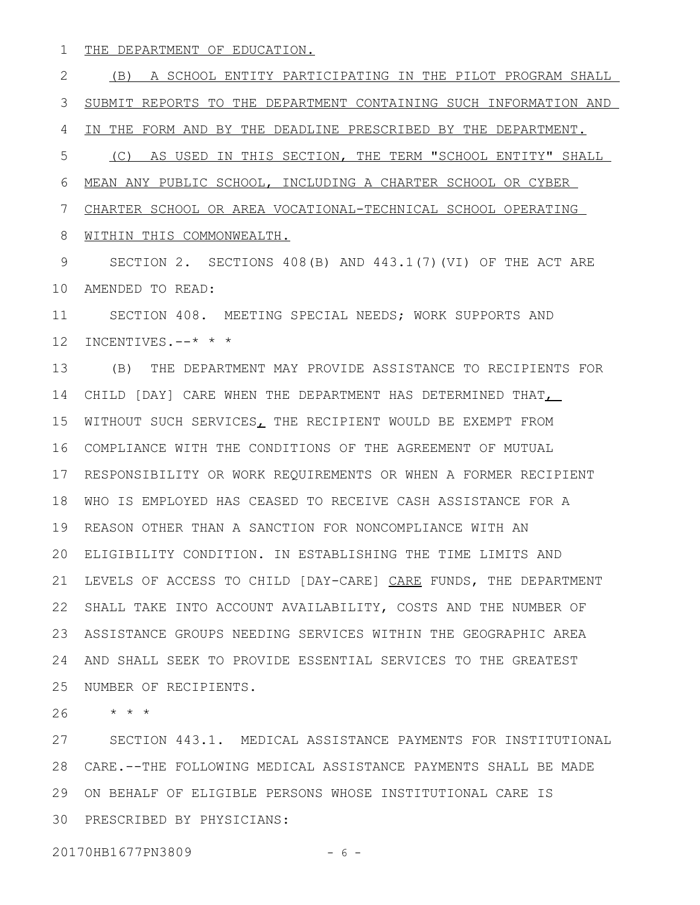THE DEPARTMENT OF EDUCATION.

(B) A SCHOOL ENTITY PARTICIPATING IN THE PILOT PROGRAM SHALL SUBMIT REPORTS TO THE DEPARTMENT CONTAINING SUCH INFORMATION AND IN THE FORM AND BY THE DEADLINE PRESCRIBED BY THE DEPARTMENT.

(C) AS USED IN THIS SECTION, THE TERM "SCHOOL ENTITY" SHALL MEAN ANY PUBLIC SCHOOL, INCLUDING A CHARTER SCHOOL OR CYBER CHARTER SCHOOL OR AREA VOCATIONAL-TECHNICAL SCHOOL OPERATING WITHIN THIS COMMONWEALTH.

SECTION 2. SECTIONS 408(B) AND 443.1(7)(VI) OF THE ACT ARE AMENDED TO READ:

SECTION 408. MEETING SPECIAL NEEDS; WORK SUPPORTS AND INCENTIVES.--* * *

(B) THE DEPARTMENT MAY PROVIDE ASSISTANCE TO RECIPIENTS FOR CHILD [DAY] CARE WHEN THE DEPARTMENT HAS DETERMINED THAT, WITHOUT SUCH SERVICES, THE RECIPIENT WOULD BE EXEMPT FROM COMPLIANCE WITH THE CONDITIONS OF THE AGREEMENT OF MUTUAL RESPONSIBILITY OR WORK REQUIREMENTS OR WHEN A FORMER RECIPIENT WHO IS EMPLOYED HAS CEASED TO RECEIVE CASH ASSISTANCE FOR A REASON OTHER THAN A SANCTION FOR NONCOMPLIANCE WITH AN ELIGIBILITY CONDITION. IN ESTABLISHING THE TIME LIMITS AND LEVELS OF ACCESS TO CHILD [DAY-CARE] CARE FUNDS, THE DEPARTMENT SHALL TAKE INTO ACCOUNT AVAILABILITY, COSTS AND THE NUMBER OF ASSISTANCE GROUPS NEEDING SERVICES WITHIN THE GEOGRAPHIC AREA AND SHALL SEEK TO PROVIDE ESSENTIAL SERVICES TO THE GREATEST NUMBER OF RECIPIENTS.

* * *

SECTION 443.1. MEDICAL ASSISTANCE PAYMENTS FOR INSTITUTIONAL CARE.--THE FOLLOWING MEDICAL ASSISTANCE PAYMENTS SHALL BE MADE ON BEHALF OF ELIGIBLE PERSONS WHOSE INSTITUTIONAL CARE IS PRESCRIBED BY PHYSICIANS: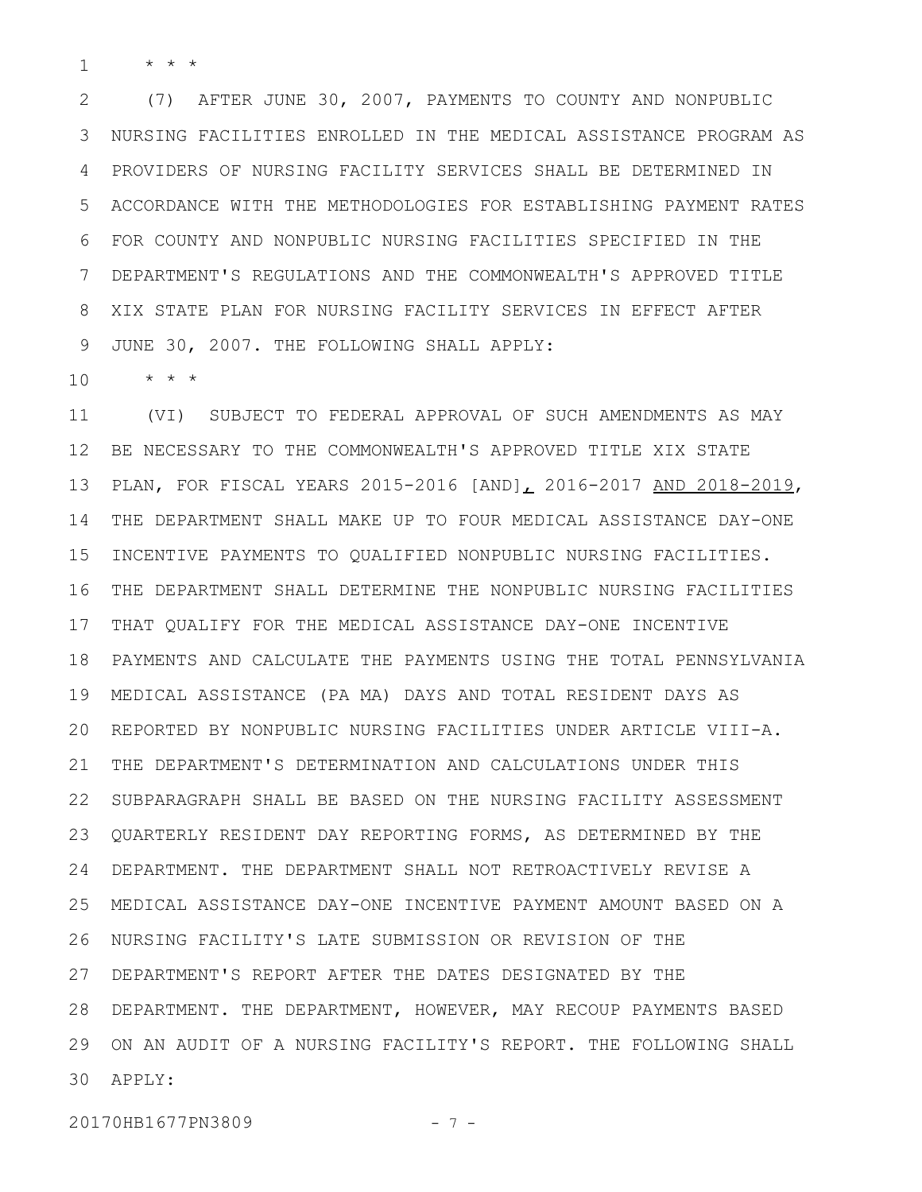* * *

(7) AFTER JUNE 30, 2007, PAYMENTS TO COUNTY AND NONPUBLIC NURSING FACILITIES ENROLLED IN THE MEDICAL ASSISTANCE PROGRAM AS PROVIDERS OF NURSING FACILITY SERVICES SHALL BE DETERMINED IN ACCORDANCE WITH THE METHODOLOGIES FOR ESTABLISHING PAYMENT RATES FOR COUNTY AND NONPUBLIC NURSING FACILITIES SPECIFIED IN THE DEPARTMENT'S REGULATIONS AND THE COMMONWEALTH'S APPROVED TITLE XIX STATE PLAN FOR NURSING FACILITY SERVICES IN EFFECT AFTER JUNE 30, 2007. THE FOLLOWING SHALL APPLY:

* * *

(VI) SUBJECT TO FEDERAL APPROVAL OF SUCH AMENDMENTS AS MAY BE NECESSARY TO THE COMMONWEALTH'S APPROVED TITLE XIX STATE PLAN, FOR FISCAL YEARS 2015-2016 [AND], 2016-2017 AND 2018-2019, THE DEPARTMENT SHALL MAKE UP TO FOUR MEDICAL ASSISTANCE DAY-ONE INCENTIVE PAYMENTS TO QUALIFIED NONPUBLIC NURSING FACILITIES. THE DEPARTMENT SHALL DETERMINE THE NONPUBLIC NURSING FACILITIES THAT QUALIFY FOR THE MEDICAL ASSISTANCE DAY-ONE INCENTIVE PAYMENTS AND CALCULATE THE PAYMENTS USING THE TOTAL PENNSYLVANIA MEDICAL ASSISTANCE (PA MA) DAYS AND TOTAL RESIDENT DAYS AS REPORTED BY NONPUBLIC NURSING FACILITIES UNDER ARTICLE VIII-A. THE DEPARTMENT'S DETERMINATION AND CALCULATIONS UNDER THIS SUBPARAGRAPH SHALL BE BASED ON THE NURSING FACILITY ASSESSMENT QUARTERLY RESIDENT DAY REPORTING FORMS, AS DETERMINED BY THE DEPARTMENT. THE DEPARTMENT SHALL NOT RETROACTIVELY REVISE A MEDICAL ASSISTANCE DAY-ONE INCENTIVE PAYMENT AMOUNT BASED ON A NURSING FACILITY'S LATE SUBMISSION OR REVISION OF THE DEPARTMENT'S REPORT AFTER THE DATES DESIGNATED BY THE DEPARTMENT. THE DEPARTMENT, HOWEVER, MAY RECOUP PAYMENTS BASED ON AN AUDIT OF A NURSING FACILITY'S REPORT. THE FOLLOWING SHALL APPLY: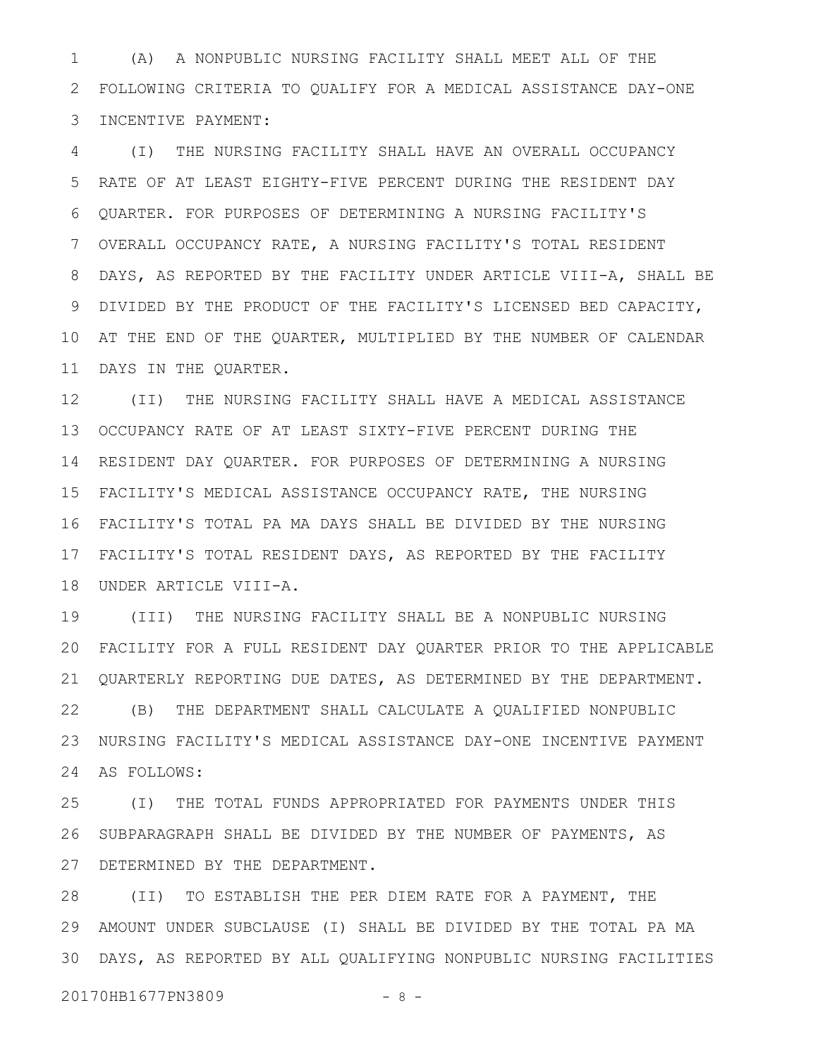(A) A NONPUBLIC NURSING FACILITY SHALL MEET ALL OF THE FOLLOWING CRITERIA TO QUALIFY FOR A MEDICAL ASSISTANCE DAY-ONE INCENTIVE PAYMENT:

(I) THE NURSING FACILITY SHALL HAVE AN OVERALL OCCUPANCY RATE OF AT LEAST EIGHTY-FIVE PERCENT DURING THE RESIDENT DAY QUARTER. FOR PURPOSES OF DETERMINING A NURSING FACILITY'S OVERALL OCCUPANCY RATE, A NURSING FACILITY'S TOTAL RESIDENT DAYS, AS REPORTED BY THE FACILITY UNDER ARTICLE VIII-A, SHALL BE DIVIDED BY THE PRODUCT OF THE FACILITY'S LICENSED BED CAPACITY, AT THE END OF THE QUARTER, MULTIPLIED BY THE NUMBER OF CALENDAR DAYS IN THE QUARTER.

(II) THE NURSING FACILITY SHALL HAVE A MEDICAL ASSISTANCE OCCUPANCY RATE OF AT LEAST SIXTY-FIVE PERCENT DURING THE RESIDENT DAY QUARTER. FOR PURPOSES OF DETERMINING A NURSING FACILITY'S MEDICAL ASSISTANCE OCCUPANCY RATE, THE NURSING FACILITY'S TOTAL PA MA DAYS SHALL BE DIVIDED BY THE NURSING FACILITY'S TOTAL RESIDENT DAYS, AS REPORTED BY THE FACILITY UNDER ARTICLE VIII-A.

(III) THE NURSING FACILITY SHALL BE A NONPUBLIC NURSING FACILITY FOR A FULL RESIDENT DAY QUARTER PRIOR TO THE APPLICABLE QUARTERLY REPORTING DUE DATES, AS DETERMINED BY THE DEPARTMENT.

(B) THE DEPARTMENT SHALL CALCULATE A QUALIFIED NONPUBLIC NURSING FACILITY'S MEDICAL ASSISTANCE DAY-ONE INCENTIVE PAYMENT AS FOLLOWS:

(I) THE TOTAL FUNDS APPROPRIATED FOR PAYMENTS UNDER THIS SUBPARAGRAPH SHALL BE DIVIDED BY THE NUMBER OF PAYMENTS, AS DETERMINED BY THE DEPARTMENT.

(II) TO ESTABLISH THE PER DIEM RATE FOR A PAYMENT, THE AMOUNT UNDER SUBCLAUSE (I) SHALL BE DIVIDED BY THE TOTAL PA MA DAYS, AS REPORTED BY ALL QUALIFYING NONPUBLIC NURSING FACILITIES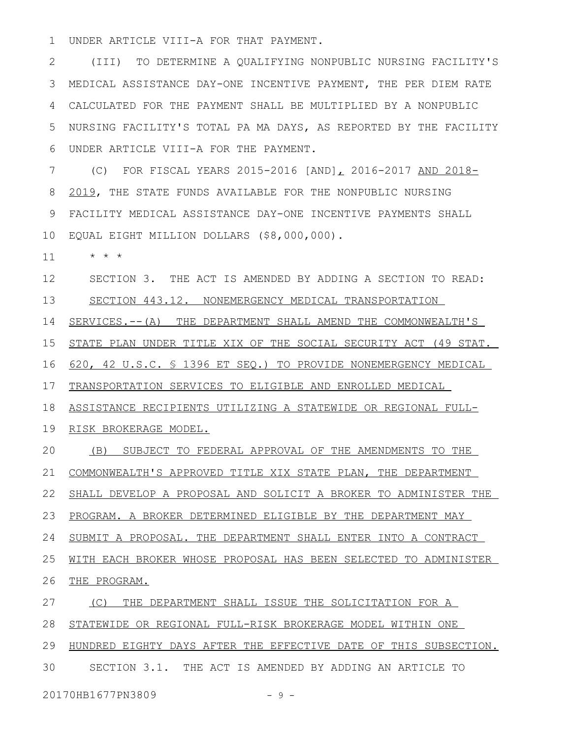UNDER ARTICLE VIII-A FOR THAT PAYMENT.

(III) TO DETERMINE A QUALIFYING NONPUBLIC NURSING FACILITY'S MEDICAL ASSISTANCE DAY-ONE INCENTIVE PAYMENT, THE PER DIEM RATE CALCULATED FOR THE PAYMENT SHALL BE MULTIPLIED BY A NONPUBLIC NURSING FACILITY'S TOTAL PA MA DAYS, AS REPORTED BY THE FACILITY UNDER ARTICLE VIII-A FOR THE PAYMENT.

(C) FOR FISCAL YEARS 2015-2016 [AND], 2016-2017 AND 2018-2019, THE STATE FUNDS AVAILABLE FOR THE NONPUBLIC NURSING FACILITY MEDICAL ASSISTANCE DAY-ONE INCENTIVE PAYMENTS SHALL EQUAL EIGHT MILLION DOLLARS ($8,000,000).

* * *

SECTION 3. THE ACT IS AMENDED BY ADDING A SECTION TO READ:

SECTION 443.12. NONEMERGENCY MEDICAL TRANSPORTATION SERVICES.--(A) THE DEPARTMENT SHALL AMEND THE COMMONWEALTH'S STATE PLAN UNDER TITLE XIX OF THE SOCIAL SECURITY ACT (49 STAT. 620, 42 U.S.C. § 1396 ET SEQ.) TO PROVIDE NONEMERGENCY MEDICAL TRANSPORTATION SERVICES TO ELIGIBLE AND ENROLLED MEDICAL ASSISTANCE RECIPIENTS UTILIZING A STATEWIDE OR REGIONAL FULL-RISK BROKERAGE MODEL.

(B) SUBJECT TO FEDERAL APPROVAL OF THE AMENDMENTS TO THE COMMONWEALTH'S APPROVED TITLE XIX STATE PLAN, THE DEPARTMENT SHALL DEVELOP A PROPOSAL AND SOLICIT A BROKER TO ADMINISTER THE PROGRAM. A BROKER DETERMINED ELIGIBLE BY THE DEPARTMENT MAY SUBMIT A PROPOSAL. THE DEPARTMENT SHALL ENTER INTO A CONTRACT WITH EACH BROKER WHOSE PROPOSAL HAS BEEN SELECTED TO ADMINISTER THE PROGRAM.

(C) THE DEPARTMENT SHALL ISSUE THE SOLICITATION FOR A STATEWIDE OR REGIONAL FULL-RISK BROKERAGE MODEL WITHIN ONE HUNDRED EIGHTY DAYS AFTER THE EFFECTIVE DATE OF THIS SUBSECTION.

SECTION 3.1. THE ACT IS AMENDED BY ADDING AN ARTICLE TO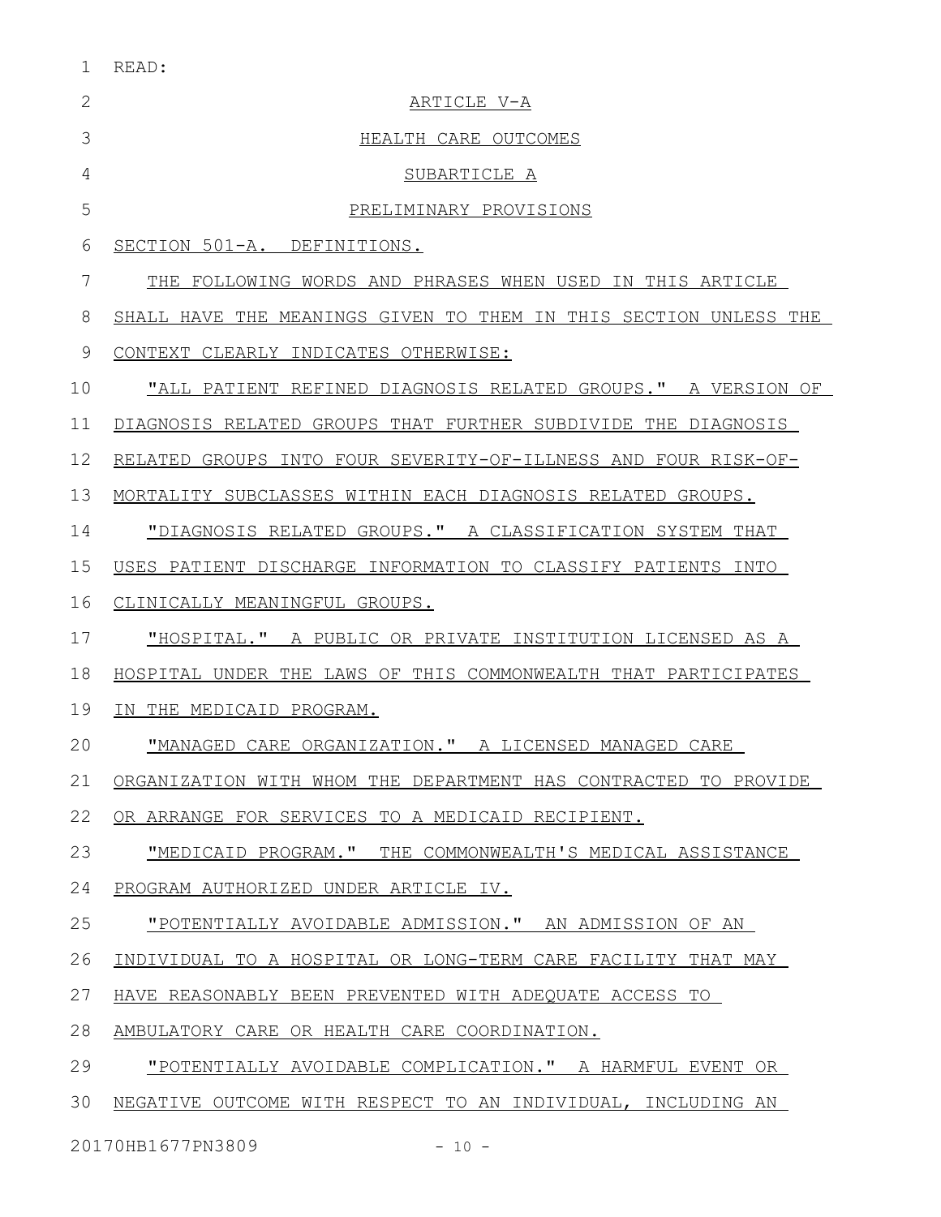READ:

ARTICLE V-A

HEALTH CARE OUTCOMES

SUBARTICLE A

PRELIMINARY PROVISIONS

SECTION 501-A. DEFINITIONS.

THE FOLLOWING WORDS AND PHRASES WHEN USED IN THIS ARTICLE SHALL HAVE THE MEANINGS GIVEN TO THEM IN THIS SECTION UNLESS THE CONTEXT CLEARLY INDICATES OTHERWISE:

"ALL PATIENT REFINED DIAGNOSIS RELATED GROUPS." A VERSION OF DIAGNOSIS RELATED GROUPS THAT FURTHER SUBDIVIDE THE DIAGNOSIS RELATED GROUPS INTO FOUR SEVERITY-OF-ILLNESS AND FOUR RISK-OF-MORTALITY SUBCLASSES WITHIN EACH DIAGNOSIS RELATED GROUPS.

"DIAGNOSIS RELATED GROUPS." A CLASSIFICATION SYSTEM THAT USES PATIENT DISCHARGE INFORMATION TO CLASSIFY PATIENTS INTO CLINICALLY MEANINGFUL GROUPS.

"HOSPITAL." A PUBLIC OR PRIVATE INSTITUTION LICENSED AS A HOSPITAL UNDER THE LAWS OF THIS COMMONWEALTH THAT PARTICIPATES IN THE MEDICAID PROGRAM.

"MANAGED CARE ORGANIZATION." A LICENSED MANAGED CARE ORGANIZATION WITH WHOM THE DEPARTMENT HAS CONTRACTED TO PROVIDE OR ARRANGE FOR SERVICES TO A MEDICAID RECIPIENT.

"MEDICAID PROGRAM." THE COMMONWEALTH'S MEDICAL ASSISTANCE PROGRAM AUTHORIZED UNDER ARTICLE IV.

"POTENTIALLY AVOIDABLE ADMISSION." AN ADMISSION OF AN INDIVIDUAL TO A HOSPITAL OR LONG-TERM CARE FACILITY THAT MAY HAVE REASONABLY BEEN PREVENTED WITH ADEQUATE ACCESS TO AMBULATORY CARE OR HEALTH CARE COORDINATION.

"POTENTIALLY AVOIDABLE COMPLICATION." A HARMFUL EVENT OR NEGATIVE OUTCOME WITH RESPECT TO AN INDIVIDUAL, INCLUDING AN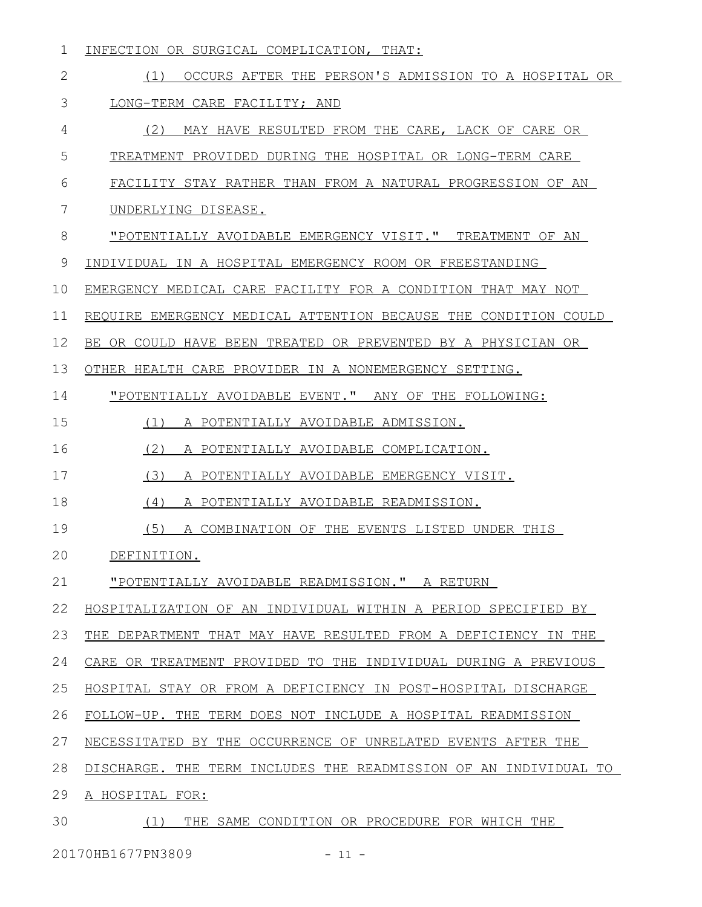INFECTION OR SURGICAL COMPLICATION, THAT:

(1) OCCURS AFTER THE PERSON'S ADMISSION TO A HOSPITAL OR LONG-TERM CARE FACILITY; AND

(2) MAY HAVE RESULTED FROM THE CARE, LACK OF CARE OR TREATMENT PROVIDED DURING THE HOSPITAL OR LONG-TERM CARE FACILITY STAY RATHER THAN FROM A NATURAL PROGRESSION OF AN UNDERLYING DISEASE.

"POTENTIALLY AVOIDABLE EMERGENCY VISIT." TREATMENT OF AN INDIVIDUAL IN A HOSPITAL EMERGENCY ROOM OR FREESTANDING EMERGENCY MEDICAL CARE FACILITY FOR A CONDITION THAT MAY NOT REQUIRE EMERGENCY MEDICAL ATTENTION BECAUSE THE CONDITION COULD BE OR COULD HAVE BEEN TREATED OR PREVENTED BY A PHYSICIAN OR OTHER HEALTH CARE PROVIDER IN A NONEMERGENCY SETTING.

"POTENTIALLY AVOIDABLE EVENT." ANY OF THE FOLLOWING:

(1) A POTENTIALLY AVOIDABLE ADMISSION.

(2) A POTENTIALLY AVOIDABLE COMPLICATION.

(3) A POTENTIALLY AVOIDABLE EMERGENCY VISIT.

(4) A POTENTIALLY AVOIDABLE READMISSION.

(5) A COMBINATION OF THE EVENTS LISTED UNDER THIS DEFINITION.

"POTENTIALLY AVOIDABLE READMISSION." A RETURN HOSPITALIZATION OF AN INDIVIDUAL WITHIN A PERIOD SPECIFIED BY THE DEPARTMENT THAT MAY HAVE RESULTED FROM A DEFICIENCY IN THE CARE OR TREATMENT PROVIDED TO THE INDIVIDUAL DURING A PREVIOUS HOSPITAL STAY OR FROM A DEFICIENCY IN POST-HOSPITAL DISCHARGE FOLLOW-UP. THE TERM DOES NOT INCLUDE A HOSPITAL READMISSION NECESSITATED BY THE OCCURRENCE OF UNRELATED EVENTS AFTER THE DISCHARGE. THE TERM INCLUDES THE READMISSION OF AN INDIVIDUAL TO A HOSPITAL FOR:

(1) THE SAME CONDITION OR PROCEDURE FOR WHICH THE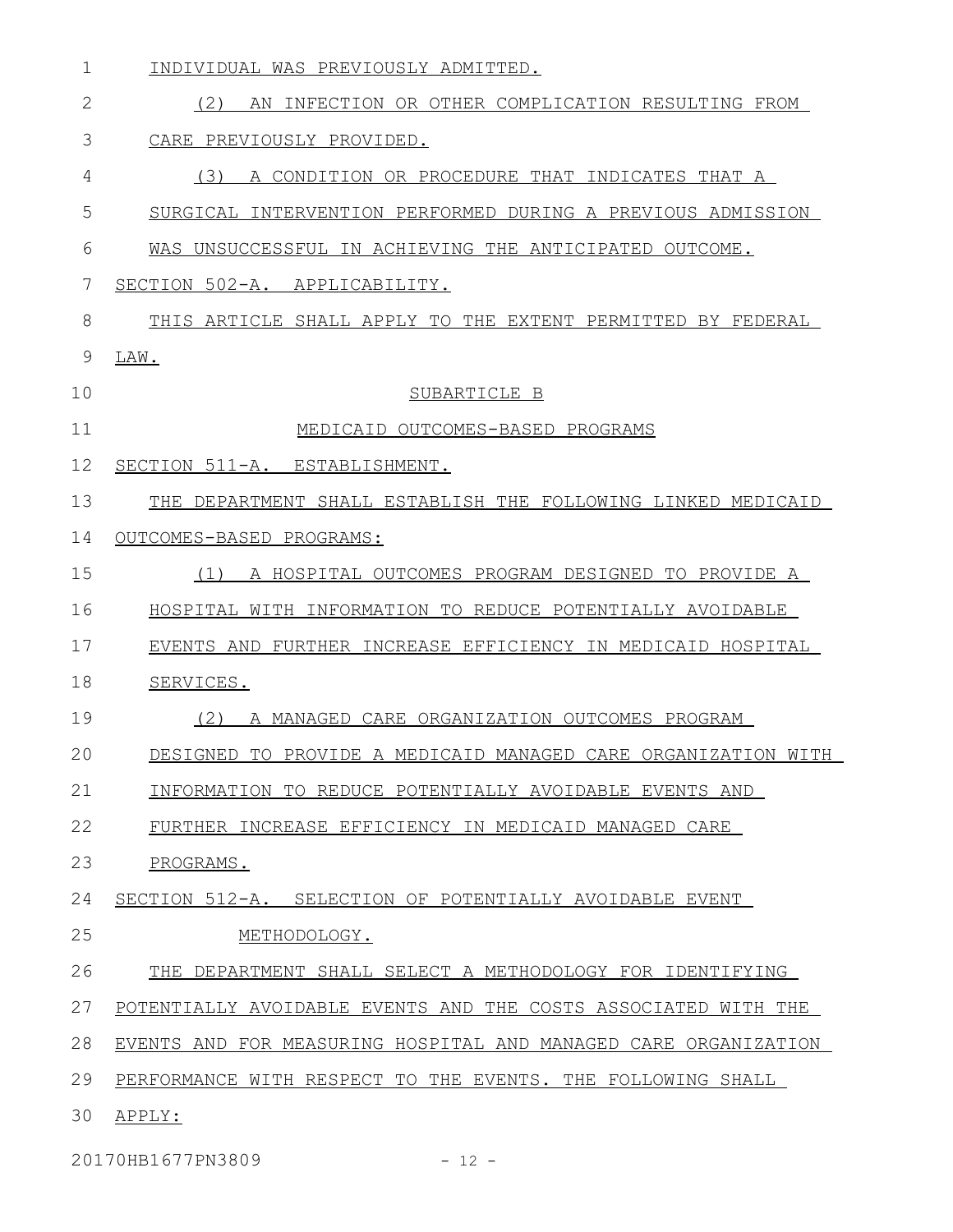INDIVIDUAL WAS PREVIOUSLY ADMITTED.

(2) AN INFECTION OR OTHER COMPLICATION RESULTING FROM CARE PREVIOUSLY PROVIDED.

(3) A CONDITION OR PROCEDURE THAT INDICATES THAT A SURGICAL INTERVENTION PERFORMED DURING A PREVIOUS ADMISSION WAS UNSUCCESSFUL IN ACHIEVING THE ANTICIPATED OUTCOME.

SECTION 502-A. APPLICABILITY.

THIS ARTICLE SHALL APPLY TO THE EXTENT PERMITTED BY FEDERAL LAW.

SUBARTICLE B

MEDICAID OUTCOMES-BASED PROGRAMS

SECTION 511-A. ESTABLISHMENT.

THE DEPARTMENT SHALL ESTABLISH THE FOLLOWING LINKED MEDICAID OUTCOMES-BASED PROGRAMS:

(1) A HOSPITAL OUTCOMES PROGRAM DESIGNED TO PROVIDE A HOSPITAL WITH INFORMATION TO REDUCE POTENTIALLY AVOIDABLE EVENTS AND FURTHER INCREASE EFFICIENCY IN MEDICAID HOSPITAL SERVICES.

(2) A MANAGED CARE ORGANIZATION OUTCOMES PROGRAM DESIGNED TO PROVIDE A MEDICAID MANAGED CARE ORGANIZATION WITH INFORMATION TO REDUCE POTENTIALLY AVOIDABLE EVENTS AND FURTHER INCREASE EFFICIENCY IN MEDICAID MANAGED CARE PROGRAMS.

SECTION 512-A. SELECTION OF POTENTIALLY AVOIDABLE EVENT METHODOLOGY.

THE DEPARTMENT SHALL SELECT A METHODOLOGY FOR IDENTIFYING POTENTIALLY AVOIDABLE EVENTS AND THE COSTS ASSOCIATED WITH THE EVENTS AND FOR MEASURING HOSPITAL AND MANAGED CARE ORGANIZATION PERFORMANCE WITH RESPECT TO THE EVENTS. THE FOLLOWING SHALL APPLY: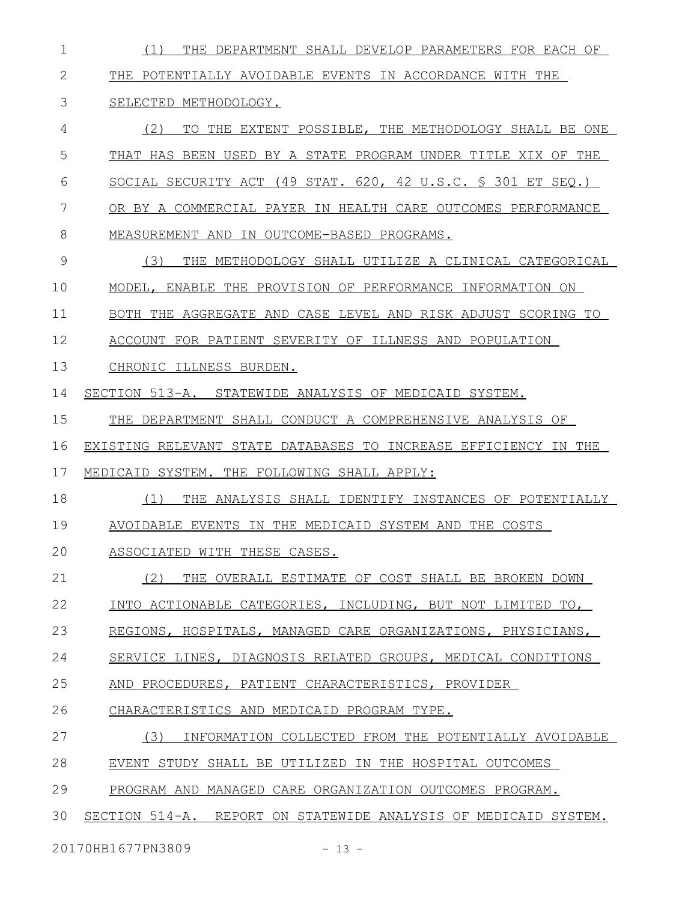(1) THE DEPARTMENT SHALL DEVELOP PARAMETERS FOR EACH OF THE POTENTIALLY AVOIDABLE EVENTS IN ACCORDANCE WITH THE SELECTED METHODOLOGY.

(2) TO THE EXTENT POSSIBLE, THE METHODOLOGY SHALL BE ONE THAT HAS BEEN USED BY A STATE PROGRAM UNDER TITLE XIX OF THE SOCIAL SECURITY ACT (49 STAT. 620, 42 U.S.C. § 301 ET SEQ.) OR BY A COMMERCIAL PAYER IN HEALTH CARE OUTCOMES PERFORMANCE MEASUREMENT AND IN OUTCOME-BASED PROGRAMS.

(3) THE METHODOLOGY SHALL UTILIZE A CLINICAL CATEGORICAL MODEL, ENABLE THE PROVISION OF PERFORMANCE INFORMATION ON BOTH THE AGGREGATE AND CASE LEVEL AND RISK ADJUST SCORING TO ACCOUNT FOR PATIENT SEVERITY OF ILLNESS AND POPULATION CHRONIC ILLNESS BURDEN.

SECTION 513-A. STATEWIDE ANALYSIS OF MEDICAID SYSTEM.

THE DEPARTMENT SHALL CONDUCT A COMPREHENSIVE ANALYSIS OF EXISTING RELEVANT STATE DATABASES TO INCREASE EFFICIENCY IN THE MEDICAID SYSTEM. THE FOLLOWING SHALL APPLY:

(1) THE ANALYSIS SHALL IDENTIFY INSTANCES OF POTENTIALLY AVOIDABLE EVENTS IN THE MEDICAID SYSTEM AND THE COSTS ASSOCIATED WITH THESE CASES.

(2) THE OVERALL ESTIMATE OF COST SHALL BE BROKEN DOWN INTO ACTIONABLE CATEGORIES, INCLUDING, BUT NOT LIMITED TO, REGIONS, HOSPITALS, MANAGED CARE ORGANIZATIONS, PHYSICIANS, SERVICE LINES, DIAGNOSIS RELATED GROUPS, MEDICAL CONDITIONS AND PROCEDURES, PATIENT CHARACTERISTICS, PROVIDER CHARACTERISTICS AND MEDICAID PROGRAM TYPE.

(3) INFORMATION COLLECTED FROM THE POTENTIALLY AVOIDABLE EVENT STUDY SHALL BE UTILIZED IN THE HOSPITAL OUTCOMES PROGRAM AND MANAGED CARE ORGANIZATION OUTCOMES PROGRAM.

SECTION 514-A. REPORT ON STATEWIDE ANALYSIS OF MEDICAID SYSTEM.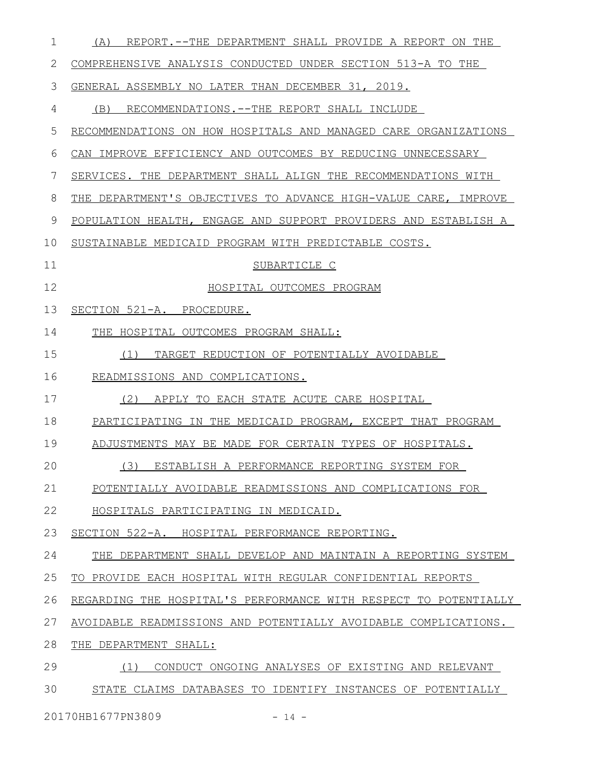(A) REPORT.--THE DEPARTMENT SHALL PROVIDE A REPORT ON THE COMPREHENSIVE ANALYSIS CONDUCTED UNDER SECTION 513-A TO THE GENERAL ASSEMBLY NO LATER THAN DECEMBER 31, 2019.

(B) RECOMMENDATIONS.--THE REPORT SHALL INCLUDE RECOMMENDATIONS ON HOW HOSPITALS AND MANAGED CARE ORGANIZATIONS CAN IMPROVE EFFICIENCY AND OUTCOMES BY REDUCING UNNECESSARY SERVICES. THE DEPARTMENT SHALL ALIGN THE RECOMMENDATIONS WITH THE DEPARTMENT'S OBJECTIVES TO ADVANCE HIGH-VALUE CARE, IMPROVE POPULATION HEALTH, ENGAGE AND SUPPORT PROVIDERS AND ESTABLISH A SUSTAINABLE MEDICAID PROGRAM WITH PREDICTABLE COSTS.

SUBARTICLE C

HOSPITAL OUTCOMES PROGRAM

SECTION 521-A. PROCEDURE.

THE HOSPITAL OUTCOMES PROGRAM SHALL:

(1) TARGET REDUCTION OF POTENTIALLY AVOIDABLE READMISSIONS AND COMPLICATIONS.

(2) APPLY TO EACH STATE ACUTE CARE HOSPITAL PARTICIPATING IN THE MEDICAID PROGRAM, EXCEPT THAT PROGRAM ADJUSTMENTS MAY BE MADE FOR CERTAIN TYPES OF HOSPITALS.

(3) ESTABLISH A PERFORMANCE REPORTING SYSTEM FOR POTENTIALLY AVOIDABLE READMISSIONS AND COMPLICATIONS FOR HOSPITALS PARTICIPATING IN MEDICAID.

SECTION 522-A. HOSPITAL PERFORMANCE REPORTING.

THE DEPARTMENT SHALL DEVELOP AND MAINTAIN A REPORTING SYSTEM TO PROVIDE EACH HOSPITAL WITH REGULAR CONFIDENTIAL REPORTS REGARDING THE HOSPITAL'S PERFORMANCE WITH RESPECT TO POTENTIALLY AVOIDABLE READMISSIONS AND POTENTIALLY AVOIDABLE COMPLICATIONS. THE DEPARTMENT SHALL:

(1) CONDUCT ONGOING ANALYSES OF EXISTING AND RELEVANT STATE CLAIMS DATABASES TO IDENTIFY INSTANCES OF POTENTIALLY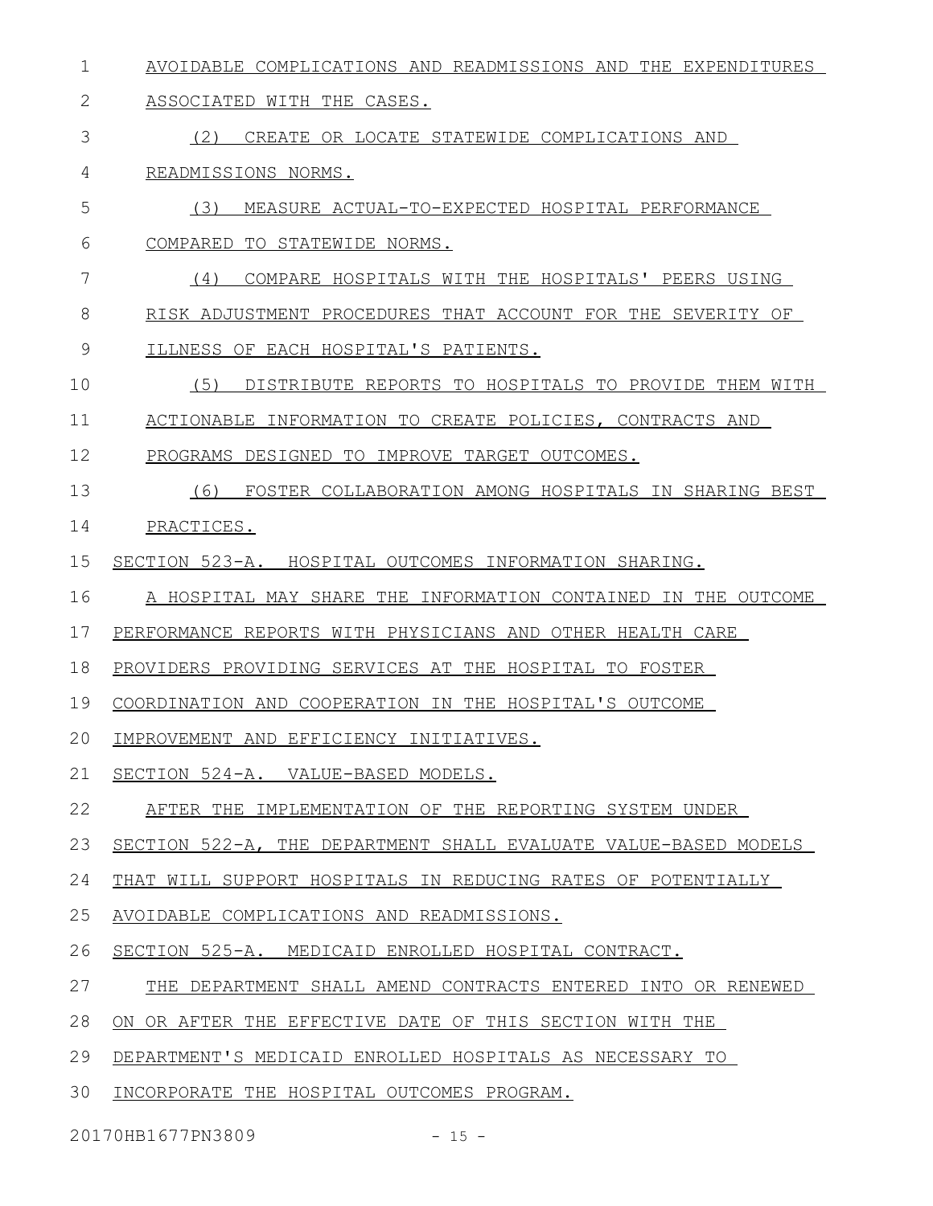AVOIDABLE COMPLICATIONS AND READMISSIONS AND THE EXPENDITURES ASSOCIATED WITH THE CASES.

(2) CREATE OR LOCATE STATEWIDE COMPLICATIONS AND READMISSIONS NORMS.

(3) MEASURE ACTUAL-TO-EXPECTED HOSPITAL PERFORMANCE COMPARED TO STATEWIDE NORMS.

(4) COMPARE HOSPITALS WITH THE HOSPITALS' PEERS USING RISK ADJUSTMENT PROCEDURES THAT ACCOUNT FOR THE SEVERITY OF ILLNESS OF EACH HOSPITAL'S PATIENTS.

(5) DISTRIBUTE REPORTS TO HOSPITALS TO PROVIDE THEM WITH ACTIONABLE INFORMATION TO CREATE POLICIES, CONTRACTS AND PROGRAMS DESIGNED TO IMPROVE TARGET OUTCOMES.

(6) FOSTER COLLABORATION AMONG HOSPITALS IN SHARING BEST PRACTICES.

SECTION 523-A. HOSPITAL OUTCOMES INFORMATION SHARING.

A HOSPITAL MAY SHARE THE INFORMATION CONTAINED IN THE OUTCOME PERFORMANCE REPORTS WITH PHYSICIANS AND OTHER HEALTH CARE PROVIDERS PROVIDING SERVICES AT THE HOSPITAL TO FOSTER COORDINATION AND COOPERATION IN THE HOSPITAL'S OUTCOME IMPROVEMENT AND EFFICIENCY INITIATIVES.

SECTION 524-A. VALUE-BASED MODELS.

AFTER THE IMPLEMENTATION OF THE REPORTING SYSTEM UNDER SECTION 522-A, THE DEPARTMENT SHALL EVALUATE VALUE-BASED MODELS THAT WILL SUPPORT HOSPITALS IN REDUCING RATES OF POTENTIALLY AVOIDABLE COMPLICATIONS AND READMISSIONS.

SECTION 525-A. MEDICAID ENROLLED HOSPITAL CONTRACT.

THE DEPARTMENT SHALL AMEND CONTRACTS ENTERED INTO OR RENEWED ON OR AFTER THE EFFECTIVE DATE OF THIS SECTION WITH THE DEPARTMENT'S MEDICAID ENROLLED HOSPITALS AS NECESSARY TO INCORPORATE THE HOSPITAL OUTCOMES PROGRAM.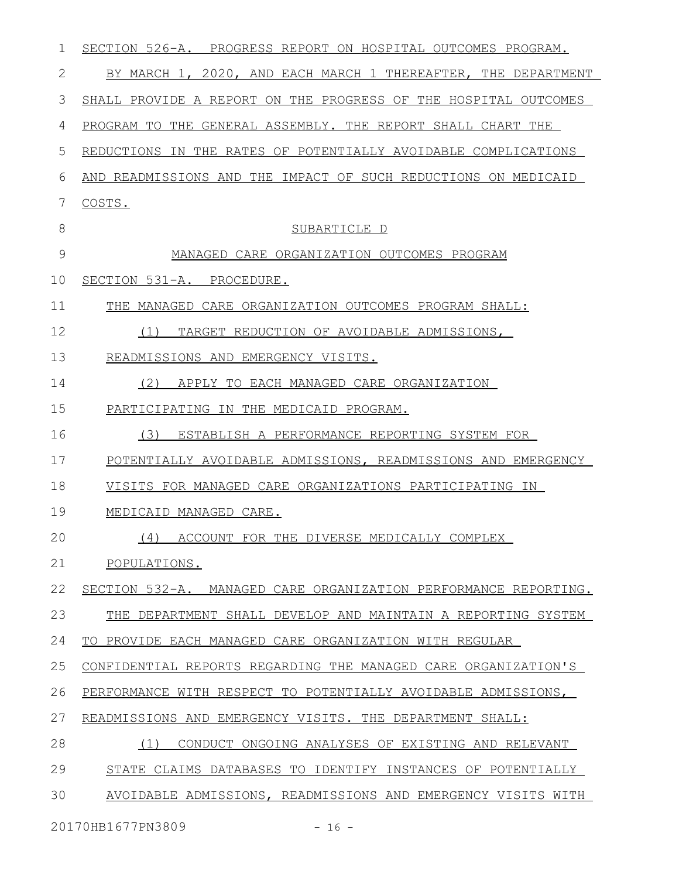SECTION 526-A. PROGRESS REPORT ON HOSPITAL OUTCOMES PROGRAM.

BY MARCH 1, 2020, AND EACH MARCH 1 THEREAFTER, THE DEPARTMENT SHALL PROVIDE A REPORT ON THE PROGRESS OF THE HOSPITAL OUTCOMES PROGRAM TO THE GENERAL ASSEMBLY. THE REPORT SHALL CHART THE REDUCTIONS IN THE RATES OF POTENTIALLY AVOIDABLE COMPLICATIONS AND READMISSIONS AND THE IMPACT OF SUCH REDUCTIONS ON MEDICAID COSTS.

SUBARTICLE D

MANAGED CARE ORGANIZATION OUTCOMES PROGRAM

SECTION 531-A. PROCEDURE.

THE MANAGED CARE ORGANIZATION OUTCOMES PROGRAM SHALL:

(1) TARGET REDUCTION OF AVOIDABLE ADMISSIONS, READMISSIONS AND EMERGENCY VISITS.

(2) APPLY TO EACH MANAGED CARE ORGANIZATION PARTICIPATING IN THE MEDICAID PROGRAM.

(3) ESTABLISH A PERFORMANCE REPORTING SYSTEM FOR POTENTIALLY AVOIDABLE ADMISSIONS, READMISSIONS AND EMERGENCY VISITS FOR MANAGED CARE ORGANIZATIONS PARTICIPATING IN MEDICAID MANAGED CARE.

(4) ACCOUNT FOR THE DIVERSE MEDICALLY COMPLEX POPULATIONS.

SECTION 532-A. MANAGED CARE ORGANIZATION PERFORMANCE REPORTING.

THE DEPARTMENT SHALL DEVELOP AND MAINTAIN A REPORTING SYSTEM TO PROVIDE EACH MANAGED CARE ORGANIZATION WITH REGULAR CONFIDENTIAL REPORTS REGARDING THE MANAGED CARE ORGANIZATION'S PERFORMANCE WITH RESPECT TO POTENTIALLY AVOIDABLE ADMISSIONS, READMISSIONS AND EMERGENCY VISITS. THE DEPARTMENT SHALL:

(1) CONDUCT ONGOING ANALYSES OF EXISTING AND RELEVANT STATE CLAIMS DATABASES TO IDENTIFY INSTANCES OF POTENTIALLY AVOIDABLE ADMISSIONS, READMISSIONS AND EMERGENCY VISITS WITH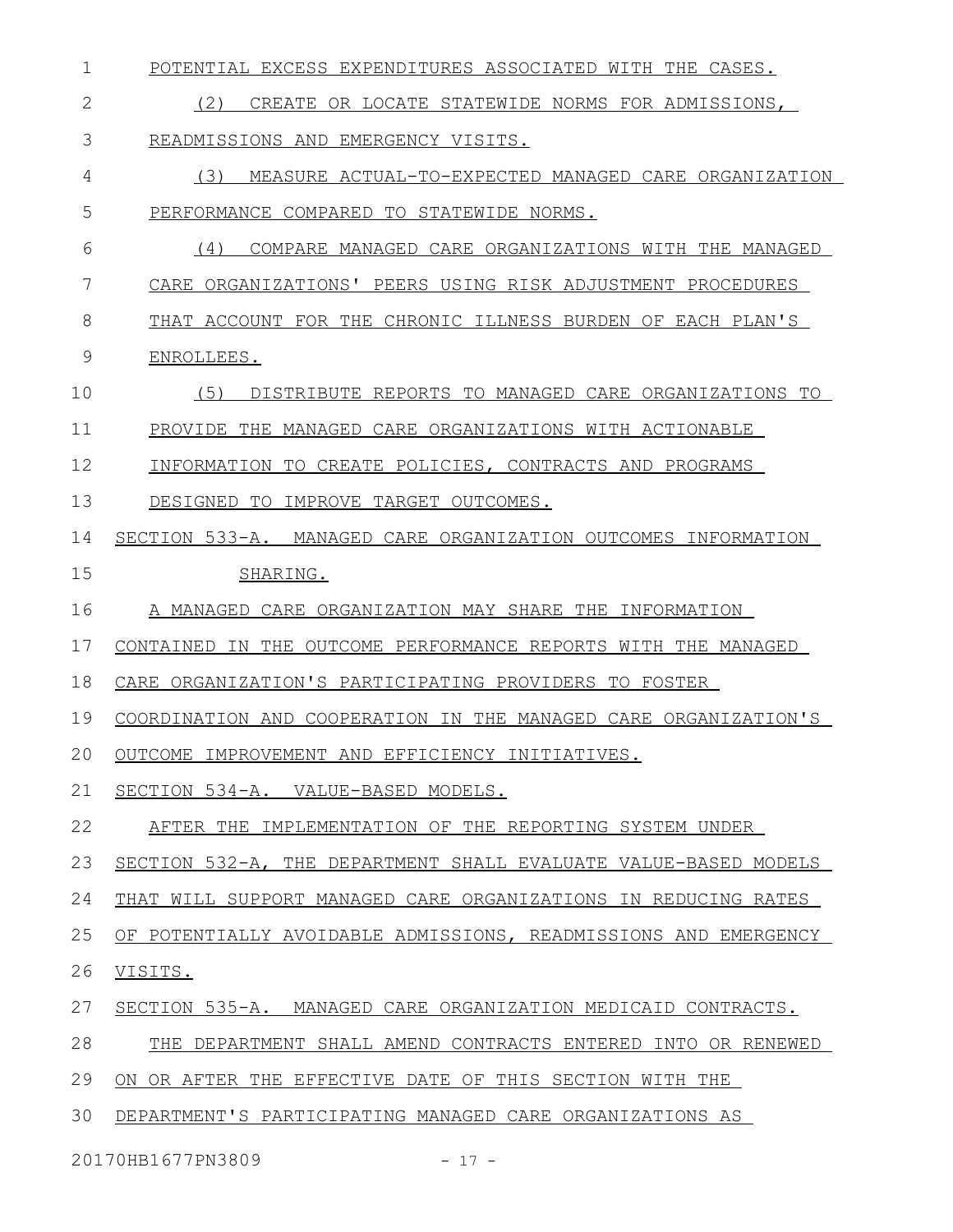POTENTIAL EXCESS EXPENDITURES ASSOCIATED WITH THE CASES.

(2) CREATE OR LOCATE STATEWIDE NORMS FOR ADMISSIONS, READMISSIONS AND EMERGENCY VISITS.

(3) MEASURE ACTUAL-TO-EXPECTED MANAGED CARE ORGANIZATION PERFORMANCE COMPARED TO STATEWIDE NORMS.

(4) COMPARE MANAGED CARE ORGANIZATIONS WITH THE MANAGED CARE ORGANIZATIONS' PEERS USING RISK ADJUSTMENT PROCEDURES THAT ACCOUNT FOR THE CHRONIC ILLNESS BURDEN OF EACH PLAN'S ENROLLEES.

(5) DISTRIBUTE REPORTS TO MANAGED CARE ORGANIZATIONS TO PROVIDE THE MANAGED CARE ORGANIZATIONS WITH ACTIONABLE INFORMATION TO CREATE POLICIES, CONTRACTS AND PROGRAMS DESIGNED TO IMPROVE TARGET OUTCOMES.

SECTION 533-A. MANAGED CARE ORGANIZATION OUTCOMES INFORMATION SHARING.

A MANAGED CARE ORGANIZATION MAY SHARE THE INFORMATION CONTAINED IN THE OUTCOME PERFORMANCE REPORTS WITH THE MANAGED CARE ORGANIZATION'S PARTICIPATING PROVIDERS TO FOSTER COORDINATION AND COOPERATION IN THE MANAGED CARE ORGANIZATION'S OUTCOME IMPROVEMENT AND EFFICIENCY INITIATIVES.

SECTION 534-A. VALUE-BASED MODELS.

AFTER THE IMPLEMENTATION OF THE REPORTING SYSTEM UNDER SECTION 532-A, THE DEPARTMENT SHALL EVALUATE VALUE-BASED MODELS THAT WILL SUPPORT MANAGED CARE ORGANIZATIONS IN REDUCING RATES OF POTENTIALLY AVOIDABLE ADMISSIONS, READMISSIONS AND EMERGENCY VISITS.

SECTION 535-A. MANAGED CARE ORGANIZATION MEDICAID CONTRACTS.

THE DEPARTMENT SHALL AMEND CONTRACTS ENTERED INTO OR RENEWED ON OR AFTER THE EFFECTIVE DATE OF THIS SECTION WITH THE DEPARTMENT'S PARTICIPATING MANAGED CARE ORGANIZATIONS AS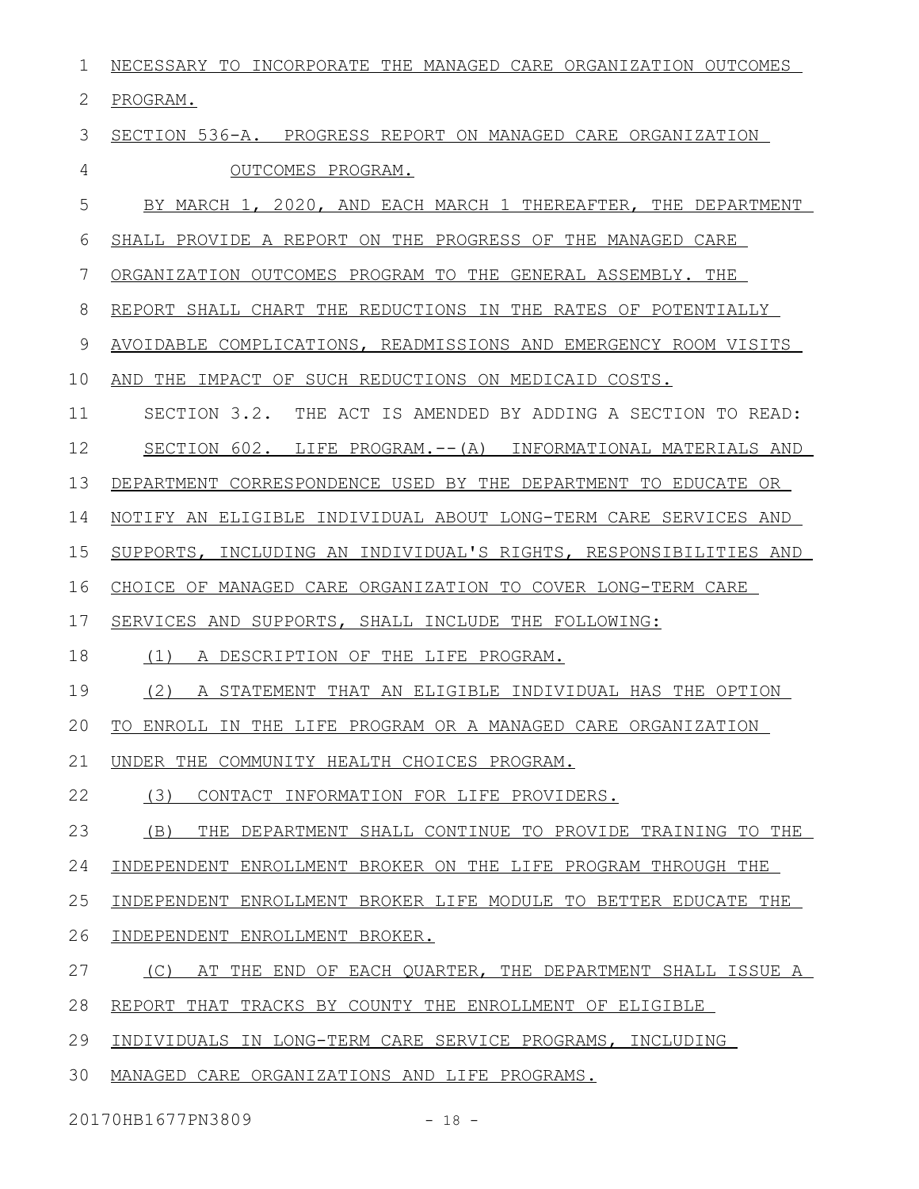NECESSARY TO INCORPORATE THE MANAGED CARE ORGANIZATION OUTCOMES PROGRAM.

SECTION 536-A. PROGRESS REPORT ON MANAGED CARE ORGANIZATION OUTCOMES PROGRAM.

BY MARCH 1, 2020, AND EACH MARCH 1 THEREAFTER, THE DEPARTMENT SHALL PROVIDE A REPORT ON THE PROGRESS OF THE MANAGED CARE ORGANIZATION OUTCOMES PROGRAM TO THE GENERAL ASSEMBLY. THE REPORT SHALL CHART THE REDUCTIONS IN THE RATES OF POTENTIALLY AVOIDABLE COMPLICATIONS, READMISSIONS AND EMERGENCY ROOM VISITS AND THE IMPACT OF SUCH REDUCTIONS ON MEDICAID COSTS.

SECTION 3.2. THE ACT IS AMENDED BY ADDING A SECTION TO READ:

SECTION 602. LIFE PROGRAM.--(A) INFORMATIONAL MATERIALS AND DEPARTMENT CORRESPONDENCE USED BY THE DEPARTMENT TO EDUCATE OR NOTIFY AN ELIGIBLE INDIVIDUAL ABOUT LONG-TERM CARE SERVICES AND SUPPORTS, INCLUDING AN INDIVIDUAL'S RIGHTS, RESPONSIBILITIES AND CHOICE OF MANAGED CARE ORGANIZATION TO COVER LONG-TERM CARE SERVICES AND SUPPORTS, SHALL INCLUDE THE FOLLOWING:

(1) A DESCRIPTION OF THE LIFE PROGRAM.

(2) A STATEMENT THAT AN ELIGIBLE INDIVIDUAL HAS THE OPTION TO ENROLL IN THE LIFE PROGRAM OR A MANAGED CARE ORGANIZATION UNDER THE COMMUNITY HEALTH CHOICES PROGRAM.

(3) CONTACT INFORMATION FOR LIFE PROVIDERS.

(B) THE DEPARTMENT SHALL CONTINUE TO PROVIDE TRAINING TO THE INDEPENDENT ENROLLMENT BROKER ON THE LIFE PROGRAM THROUGH THE INDEPENDENT ENROLLMENT BROKER LIFE MODULE TO BETTER EDUCATE THE INDEPENDENT ENROLLMENT BROKER.

(C) AT THE END OF EACH QUARTER, THE DEPARTMENT SHALL ISSUE A REPORT THAT TRACKS BY COUNTY THE ENROLLMENT OF ELIGIBLE INDIVIDUALS IN LONG-TERM CARE SERVICE PROGRAMS, INCLUDING MANAGED CARE ORGANIZATIONS AND LIFE PROGRAMS.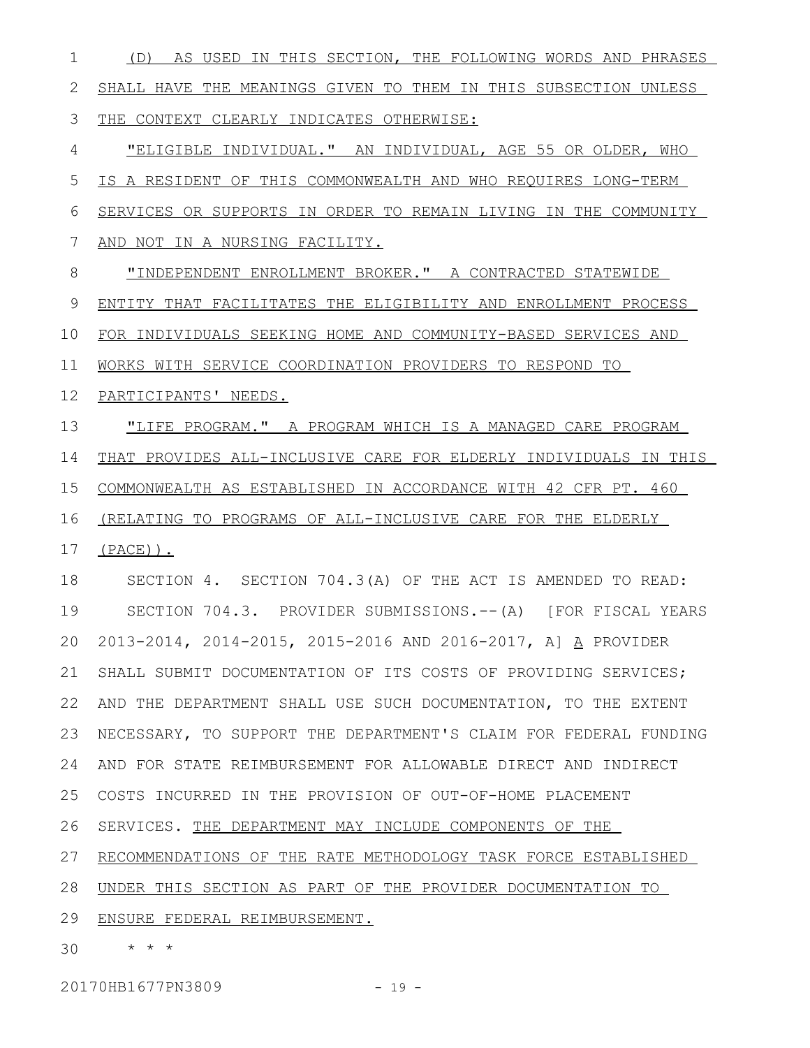(D) AS USED IN THIS SECTION, THE FOLLOWING WORDS AND PHRASES SHALL HAVE THE MEANINGS GIVEN TO THEM IN THIS SUBSECTION UNLESS THE CONTEXT CLEARLY INDICATES OTHERWISE:

"ELIGIBLE INDIVIDUAL." AN INDIVIDUAL, AGE 55 OR OLDER, WHO IS A RESIDENT OF THIS COMMONWEALTH AND WHO REQUIRES LONG-TERM SERVICES OR SUPPORTS IN ORDER TO REMAIN LIVING IN THE COMMUNITY AND NOT IN A NURSING FACILITY.

"INDEPENDENT ENROLLMENT BROKER." A CONTRACTED STATEWIDE ENTITY THAT FACILITATES THE ELIGIBILITY AND ENROLLMENT PROCESS FOR INDIVIDUALS SEEKING HOME AND COMMUNITY-BASED SERVICES AND WORKS WITH SERVICE COORDINATION PROVIDERS TO RESPOND TO PARTICIPANTS' NEEDS.

"LIFE PROGRAM." A PROGRAM WHICH IS A MANAGED CARE PROGRAM THAT PROVIDES ALL-INCLUSIVE CARE FOR ELDERLY INDIVIDUALS IN THIS COMMONWEALTH AS ESTABLISHED IN ACCORDANCE WITH 42 CFR PT. 460 (RELATING TO PROGRAMS OF ALL-INCLUSIVE CARE FOR THE ELDERLY (PACE)).

SECTION 4. SECTION 704.3(A) OF THE ACT IS AMENDED TO READ:

SECTION 704.3. PROVIDER SUBMISSIONS.--(A) [FOR FISCAL YEARS 2013-2014, 2014-2015, 2015-2016 AND 2016-2017, A] A PROVIDER SHALL SUBMIT DOCUMENTATION OF ITS COSTS OF PROVIDING SERVICES; AND THE DEPARTMENT SHALL USE SUCH DOCUMENTATION, TO THE EXTENT NECESSARY, TO SUPPORT THE DEPARTMENT'S CLAIM FOR FEDERAL FUNDING AND FOR STATE REIMBURSEMENT FOR ALLOWABLE DIRECT AND INDIRECT COSTS INCURRED IN THE PROVISION OF OUT-OF-HOME PLACEMENT SERVICES. THE DEPARTMENT MAY INCLUDE COMPONENTS OF THE RECOMMENDATIONS OF THE RATE METHODOLOGY TASK FORCE ESTABLISHED UNDER THIS SECTION AS PART OF THE PROVIDER DOCUMENTATION TO ENSURE FEDERAL REIMBURSEMENT.

* * *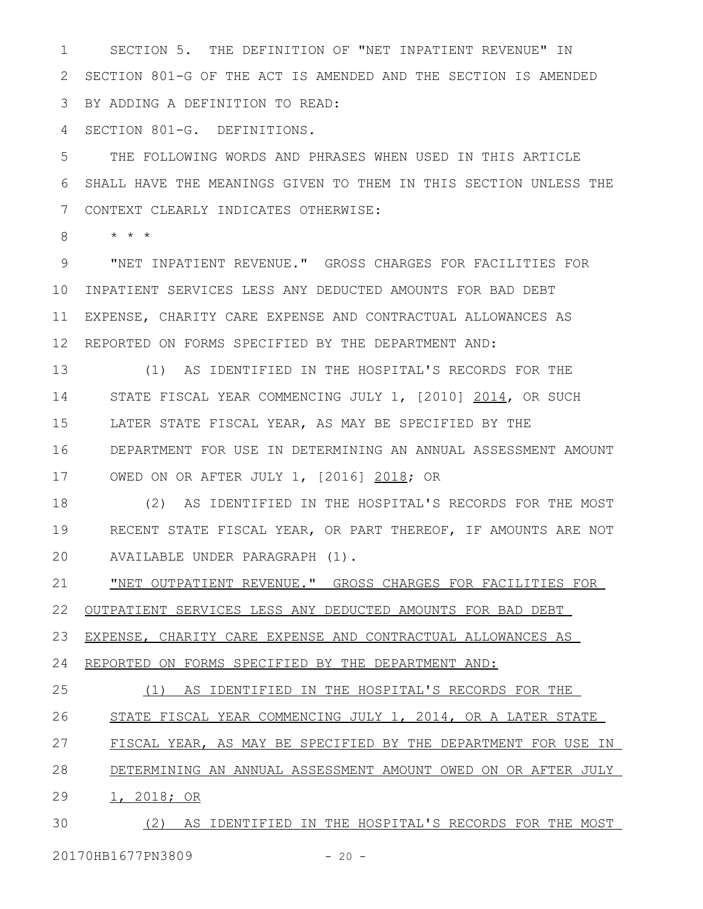SECTION 5. THE DEFINITION OF "NET INPATIENT REVENUE" IN SECTION 801-G OF THE ACT IS AMENDED AND THE SECTION IS AMENDED BY ADDING A DEFINITION TO READ:

SECTION 801-G. DEFINITIONS.

THE FOLLOWING WORDS AND PHRASES WHEN USED IN THIS ARTICLE SHALL HAVE THE MEANINGS GIVEN TO THEM IN THIS SECTION UNLESS THE CONTEXT CLEARLY INDICATES OTHERWISE:

* * *

"NET INPATIENT REVENUE." GROSS CHARGES FOR FACILITIES FOR INPATIENT SERVICES LESS ANY DEDUCTED AMOUNTS FOR BAD DEBT EXPENSE, CHARITY CARE EXPENSE AND CONTRACTUAL ALLOWANCES AS REPORTED ON FORMS SPECIFIED BY THE DEPARTMENT AND:

(1) AS IDENTIFIED IN THE HOSPITAL'S RECORDS FOR THE STATE FISCAL YEAR COMMENCING JULY 1, [2010] <u>2014</u>, OR SUCH LATER STATE FISCAL YEAR, AS MAY BE SPECIFIED BY THE DEPARTMENT FOR USE IN DETERMINING AN ANNUAL ASSESSMENT AMOUNT OWED ON OR AFTER JULY 1, [2016] <u>2018</u>; OR

(2) AS IDENTIFIED IN THE HOSPITAL'S RECORDS FOR THE MOST RECENT STATE FISCAL YEAR, OR PART THEREOF, IF AMOUNTS ARE NOT AVAILABLE UNDER PARAGRAPH (1).

<u>"NET OUTPATIENT REVENUE." GROSS CHARGES FOR FACILITIES FOR OUTPATIENT SERVICES LESS ANY DEDUCTED AMOUNTS FOR BAD DEBT EXPENSE, CHARITY CARE EXPENSE AND CONTRACTUAL ALLOWANCES AS REPORTED ON FORMS SPECIFIED BY THE DEPARTMENT AND:</u>

<u>(1) AS IDENTIFIED IN THE HOSPITAL'S RECORDS FOR THE STATE FISCAL YEAR COMMENCING JULY 1, 2014, OR A LATER STATE FISCAL YEAR, AS MAY BE SPECIFIED BY THE DEPARTMENT FOR USE IN DETERMINING AN ANNUAL ASSESSMENT AMOUNT OWED ON OR AFTER JULY 1, 2018; OR</u>

<u>(2) AS IDENTIFIED IN THE HOSPITAL'S RECORDS FOR THE MOST</u>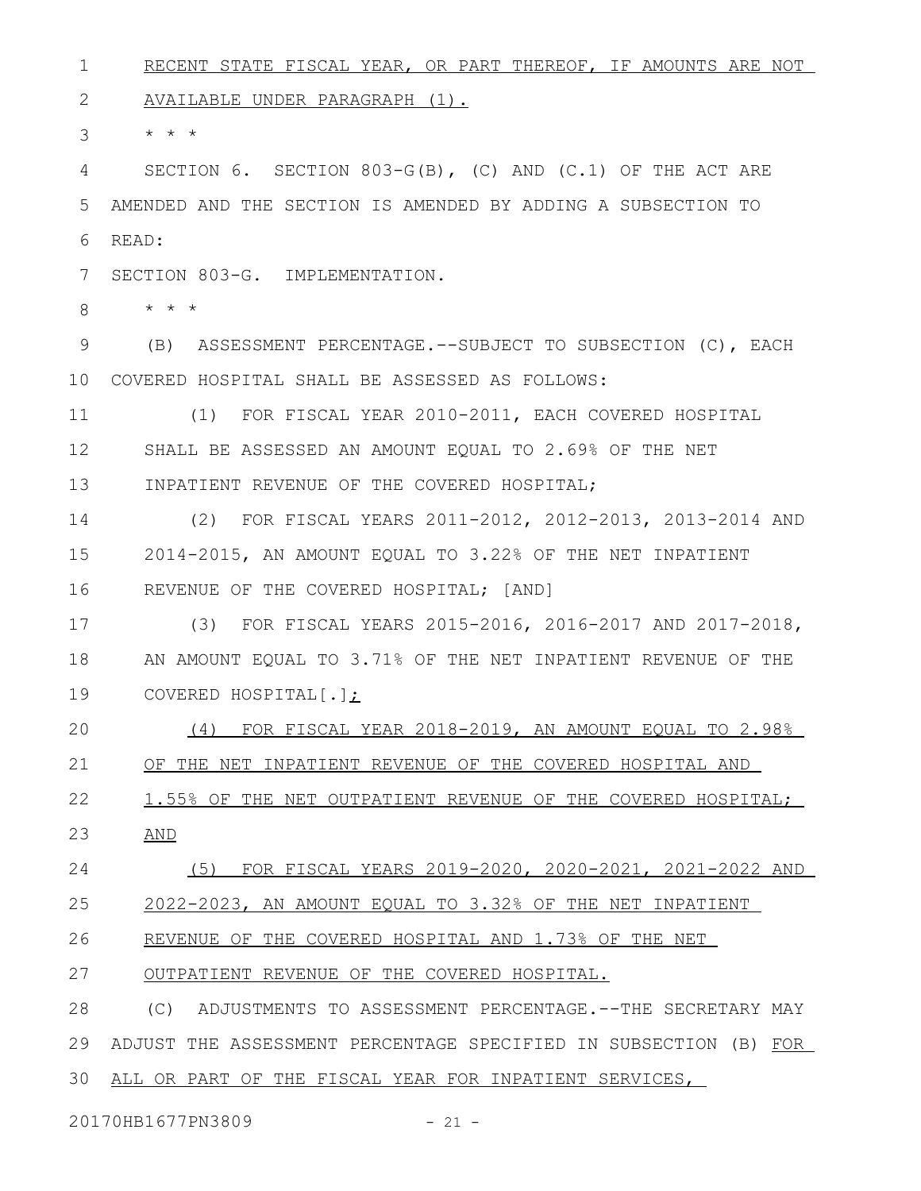RECENT STATE FISCAL YEAR, OR PART THEREOF, IF AMOUNTS ARE NOT AVAILABLE UNDER PARAGRAPH (1).

* * *

SECTION 6. SECTION 803-G(B), (C) AND (C.1) OF THE ACT ARE AMENDED AND THE SECTION IS AMENDED BY ADDING A SUBSECTION TO READ:

SECTION 803-G. IMPLEMENTATION.

* * *

(B) ASSESSMENT PERCENTAGE.--SUBJECT TO SUBSECTION (C), EACH COVERED HOSPITAL SHALL BE ASSESSED AS FOLLOWS:

(1) FOR FISCAL YEAR 2010-2011, EACH COVERED HOSPITAL SHALL BE ASSESSED AN AMOUNT EQUAL TO 2.69% OF THE NET INPATIENT REVENUE OF THE COVERED HOSPITAL;

(2) FOR FISCAL YEARS 2011-2012, 2012-2013, 2013-2014 AND 2014-2015, AN AMOUNT EQUAL TO 3.22% OF THE NET INPATIENT REVENUE OF THE COVERED HOSPITAL; [AND]

(3) FOR FISCAL YEARS 2015-2016, 2016-2017 AND 2017-2018, AN AMOUNT EQUAL TO 3.71% OF THE NET INPATIENT REVENUE OF THE COVERED HOSPITAL[.];

(4) FOR FISCAL YEAR 2018-2019, AN AMOUNT EQUAL TO 2.98% OF THE NET INPATIENT REVENUE OF THE COVERED HOSPITAL AND 1.55% OF THE NET OUTPATIENT REVENUE OF THE COVERED HOSPITAL; AND

(5) FOR FISCAL YEARS 2019-2020, 2020-2021, 2021-2022 AND 2022-2023, AN AMOUNT EQUAL TO 3.32% OF THE NET INPATIENT REVENUE OF THE COVERED HOSPITAL AND 1.73% OF THE NET OUTPATIENT REVENUE OF THE COVERED HOSPITAL.

(C) ADJUSTMENTS TO ASSESSMENT PERCENTAGE.--THE SECRETARY MAY ADJUST THE ASSESSMENT PERCENTAGE SPECIFIED IN SUBSECTION (B) FOR ALL OR PART OF THE FISCAL YEAR FOR INPATIENT SERVICES,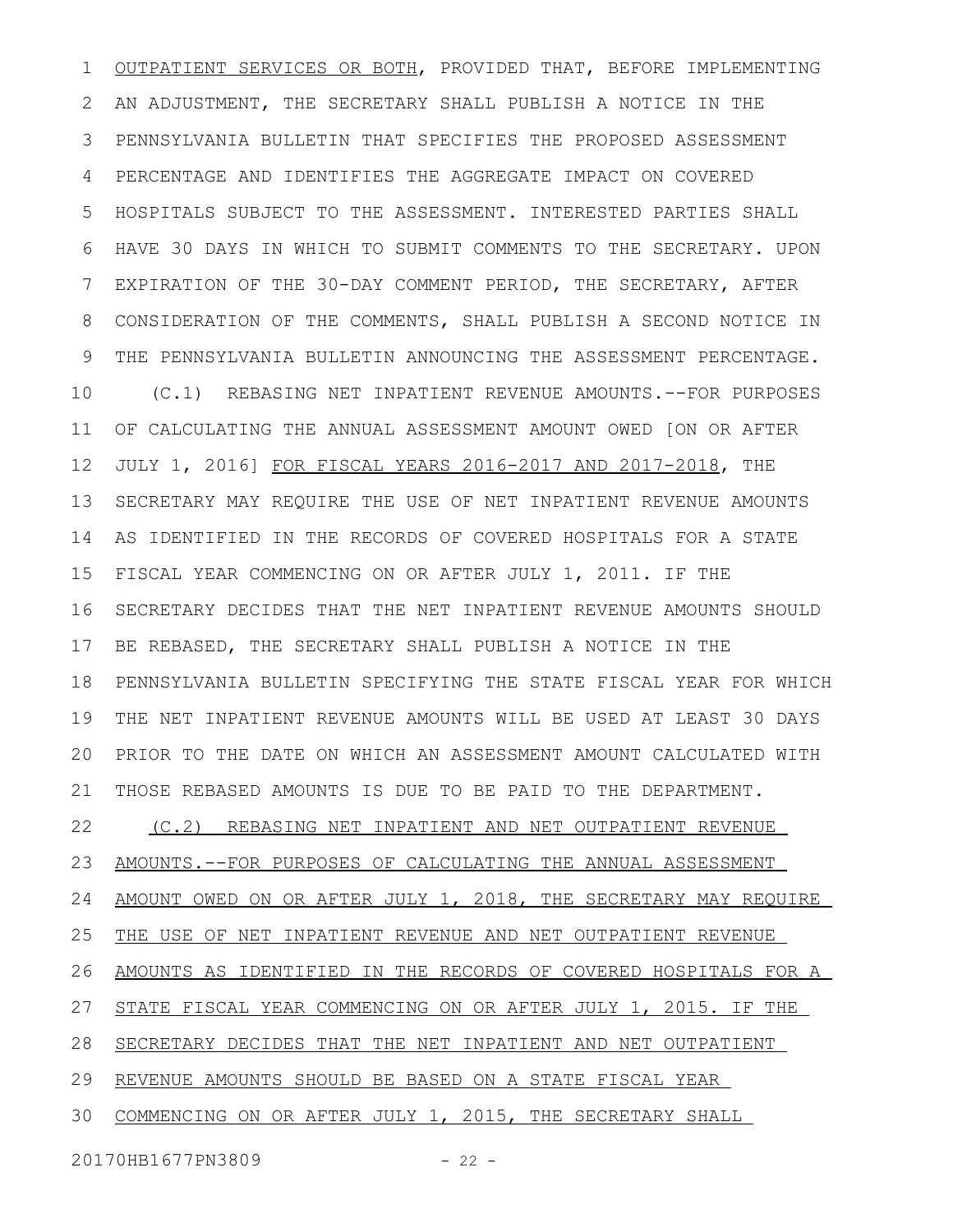OUTPUT SERVICES OR BOTH, PROVIDED THAT, BEFORE IMPLEMENTING AN ADJUSTMENT, THE SECRETARY SHALL PUBLISH A NOTICE IN THE PENNSYLVANIA BULLETIN THAT SPECIFIES THE PROPOSED ASSESSMENT PERCENTAGE AND IDENTIFIES THE AGGREGATE IMPACT ON COVERED HOSPITALS SUBJECT TO THE ASSESSMENT. INTERESTED PARTIES SHALL HAVE 30 DAYS IN WHICH TO SUBMIT COMMENTS TO THE SECRETARY. UPON EXPIRATION OF THE 30-DAY COMMENT PERIOD, THE SECRETARY, AFTER CONSIDERATION OF THE COMMENTS, SHALL PUBLISH A SECOND NOTICE IN THE PENNSYLVANIA BULLETIN ANNOUNCING THE ASSESSMENT PERCENTAGE.

(C.1) REBASING NET INPATIENT REVENUE AMOUNTS.--FOR PURPOSES OF CALCULATING THE ANNUAL ASSESSMENT AMOUNT OWED [ON OR AFTER JULY 1, 2016] FOR FISCAL YEARS 2016-2017 AND 2017-2018, THE SECRETARY MAY REQUIRE THE USE OF NET INPATIENT REVENUE AMOUNTS AS IDENTIFIED IN THE RECORDS OF COVERED HOSPITALS FOR A STATE FISCAL YEAR COMMENCING ON OR AFTER JULY 1, 2011. IF THE SECRETARY DECIDES THAT THE NET INPATIENT REVENUE AMOUNTS SHOULD BE REBASED, THE SECRETARY SHALL PUBLISH A NOTICE IN THE PENNSYLVANIA BULLETIN SPECIFYING THE STATE FISCAL YEAR FOR WHICH THE NET INPATIENT REVENUE AMOUNTS WILL BE USED AT LEAST 30 DAYS PRIOR TO THE DATE ON WHICH AN ASSESSMENT AMOUNT CALCULATED WITH THOSE REBASED AMOUNTS IS DUE TO BE PAID TO THE DEPARTMENT.

(C.2) REBASING NET INPATIENT AND NET OUTPATIENT REVENUE AMOUNTS.--FOR PURPOSES OF CALCULATING THE ANNUAL ASSESSMENT AMOUNT OWED ON OR AFTER JULY 1, 2018, THE SECRETARY MAY REQUIRE THE USE OF NET INPATIENT REVENUE AND NET OUTPATIENT REVENUE AMOUNTS AS IDENTIFIED IN THE RECORDS OF COVERED HOSPITALS FOR A STATE FISCAL YEAR COMMENCING ON OR AFTER JULY 1, 2015. IF THE SECRETARY DECIDES THAT THE NET INPATIENT AND NET OUTPATIENT REVENUE AMOUNTS SHOULD BE BASED ON A STATE FISCAL YEAR COMMENCING ON OR AFTER JULY 1, 2015, THE SECRETARY SHALL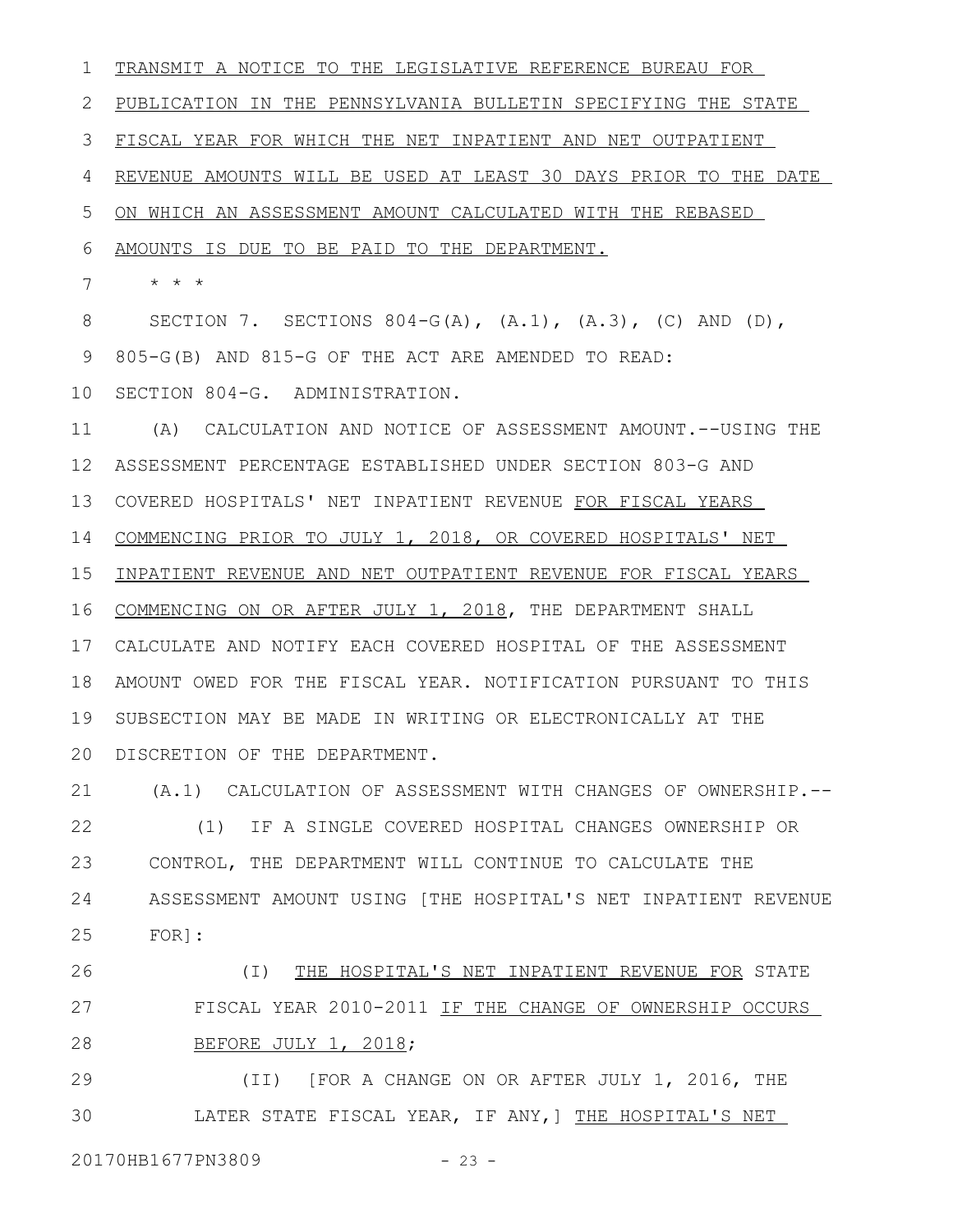TRANSMIT A NOTICE TO THE LEGISLATIVE REFERENCE BUREAU FOR PUBLICATION IN THE PENNSYLVANIA BULLETIN SPECIFYING THE STATE FISCAL YEAR FOR WHICH THE NET INPATIENT AND NET OUTPATIENT REVENUE AMOUNTS WILL BE USED AT LEAST 30 DAYS PRIOR TO THE DATE ON WHICH AN ASSESSMENT AMOUNT CALCULATED WITH THE REBASED AMOUNTS IS DUE TO BE PAID TO THE DEPARTMENT.

\* \* \*

SECTION 7. SECTIONS 804-G(A), (A.1), (A.3), (C) AND (D), 805-G(B) AND 815-G OF THE ACT ARE AMENDED TO READ:

SECTION 804-G. ADMINISTRATION.

(A) CALCULATION AND NOTICE OF ASSESSMENT AMOUNT.--USING THE ASSESSMENT PERCENTAGE ESTABLISHED UNDER SECTION 803-G AND COVERED HOSPITALS' NET INPATIENT REVENUE FOR FISCAL YEARS COMMENCING PRIOR TO JULY 1, 2018, OR COVERED HOSPITALS' NET INPATIENT REVENUE AND NET OUTPATIENT REVENUE FOR FISCAL YEARS COMMENCING ON OR AFTER JULY 1, 2018, THE DEPARTMENT SHALL CALCULATE AND NOTIFY EACH COVERED HOSPITAL OF THE ASSESSMENT AMOUNT OWED FOR THE FISCAL YEAR. NOTIFICATION PURSUANT TO THIS SUBSECTION MAY BE MADE IN WRITING OR ELECTRONICALLY AT THE DISCRETION OF THE DEPARTMENT.

(A.1) CALCULATION OF ASSESSMENT WITH CHANGES OF OWNERSHIP.--

(1) IF A SINGLE COVERED HOSPITAL CHANGES OWNERSHIP OR CONTROL, THE DEPARTMENT WILL CONTINUE TO CALCULATE THE ASSESSMENT AMOUNT USING [THE HOSPITAL'S NET INPATIENT REVENUE FOR]:

(I) THE HOSPITAL'S NET INPATIENT REVENUE FOR STATE FISCAL YEAR 2010-2011 IF THE CHANGE OF OWNERSHIP OCCURS BEFORE JULY 1, 2018;

(II) [FOR A CHANGE ON OR AFTER JULY 1, 2016, THE LATER STATE FISCAL YEAR, IF ANY,] THE HOSPITAL'S NET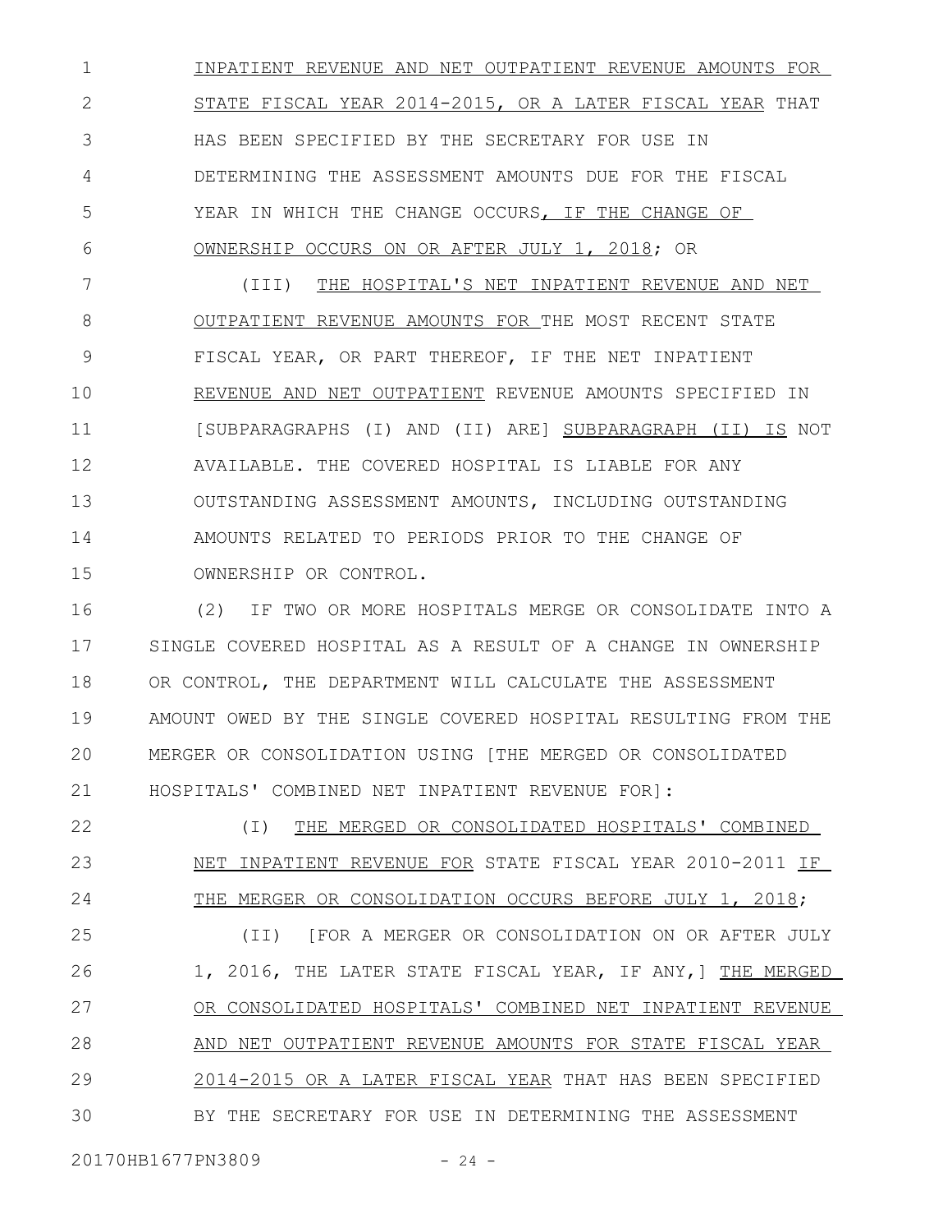INPATIENT REVENUE AND NET OUTPATIENT REVENUE AMOUNTS FOR STATE FISCAL YEAR 2014-2015, OR A LATER FISCAL YEAR THAT HAS BEEN SPECIFIED BY THE SECRETARY FOR USE IN DETERMINING THE ASSESSMENT AMOUNTS DUE FOR THE FISCAL YEAR IN WHICH THE CHANGE OCCURS, IF THE CHANGE OF OWNERSHIP OCCURS ON OR AFTER JULY 1, 2018; OR

(III) THE HOSPITAL'S NET INPATIENT REVENUE AND NET OUTPATIENT REVENUE AMOUNTS FOR THE MOST RECENT STATE FISCAL YEAR, OR PART THEREOF, IF THE NET INPATIENT REVENUE AND NET OUTPATIENT REVENUE AMOUNTS SPECIFIED IN [SUBPARAGRAPHS (I) AND (II) ARE] SUBPARAGRAPH (II) IS NOT AVAILABLE. THE COVERED HOSPITAL IS LIABLE FOR ANY OUTSTANDING ASSESSMENT AMOUNTS, INCLUDING OUTSTANDING AMOUNTS RELATED TO PERIODS PRIOR TO THE CHANGE OF OWNERSHIP OR CONTROL.

(2) IF TWO OR MORE HOSPITALS MERGE OR CONSOLIDATE INTO A SINGLE COVERED HOSPITAL AS A RESULT OF A CHANGE IN OWNERSHIP OR CONTROL, THE DEPARTMENT WILL CALCULATE THE ASSESSMENT AMOUNT OWED BY THE SINGLE COVERED HOSPITAL RESULTING FROM THE MERGER OR CONSOLIDATION USING [THE MERGED OR CONSOLIDATED HOSPITALS' COMBINED NET INPATIENT REVENUE FOR]:

(I) THE MERGED OR CONSOLIDATED HOSPITALS' COMBINED NET INPATIENT REVENUE FOR STATE FISCAL YEAR 2010-2011 IF THE MERGER OR CONSOLIDATION OCCURS BEFORE JULY 1, 2018;

(II) [FOR A MERGER OR CONSOLIDATION ON OR AFTER JULY 1, 2016, THE LATER STATE FISCAL YEAR, IF ANY,] THE MERGED OR CONSOLIDATED HOSPITALS' COMBINED NET INPATIENT REVENUE AND NET OUTPATIENT REVENUE AMOUNTS FOR STATE FISCAL YEAR 2014-2015 OR A LATER FISCAL YEAR THAT HAS BEEN SPECIFIED BY THE SECRETARY FOR USE IN DETERMINING THE ASSESSMENT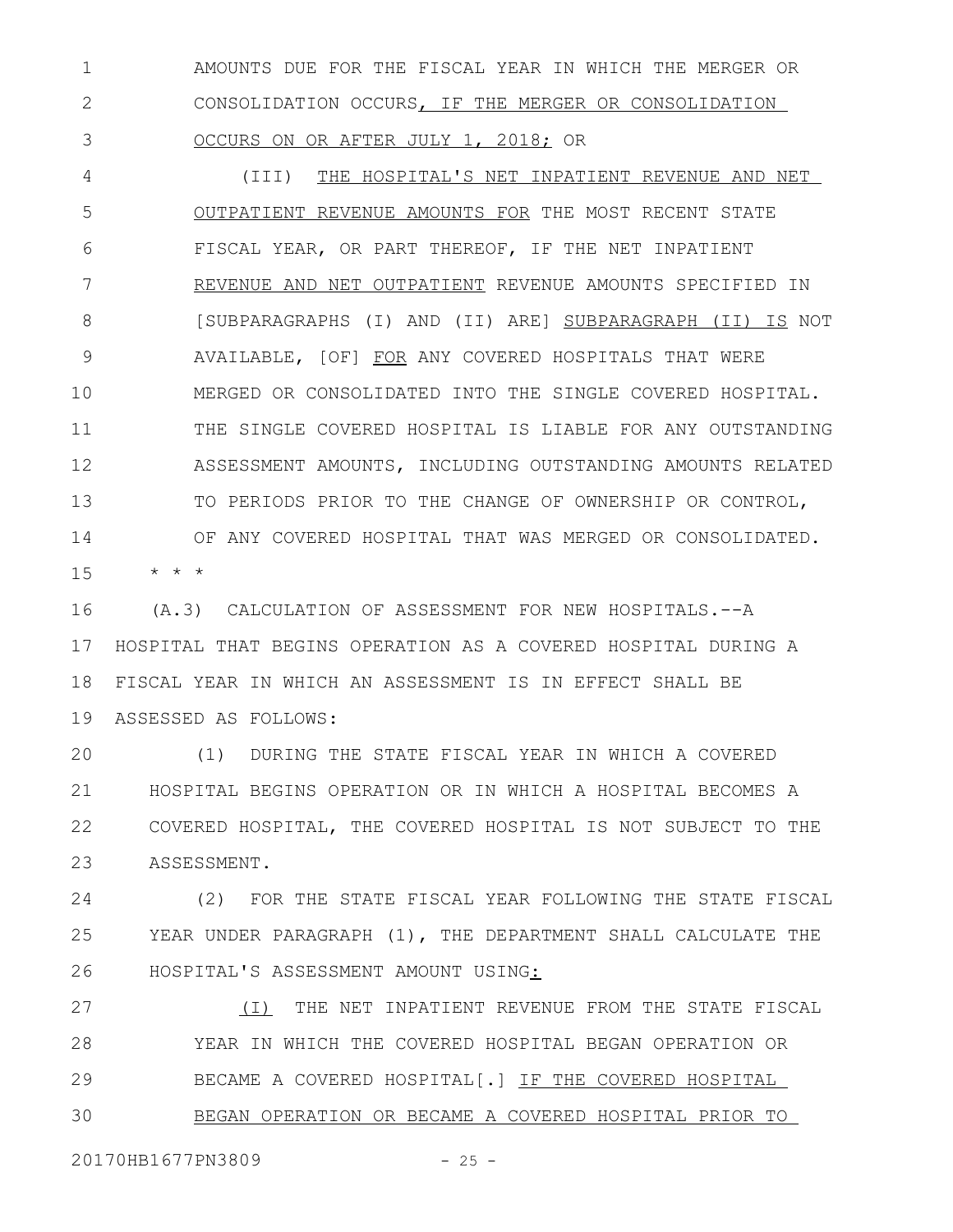AMOUNTS DUE FOR THE FISCAL YEAR IN WHICH THE MERGER OR CONSOLIDATION OCCURS, IF THE MERGER OR CONSOLIDATION OCCURS ON OR AFTER JULY 1, 2018; OR

(III) THE HOSPITAL'S NET INPATIENT REVENUE AND NET OUTPATIENT REVENUE AMOUNTS FOR THE MOST RECENT STATE FISCAL YEAR, OR PART THEREOF, IF THE NET INPATIENT REVENUE AND NET OUTPATIENT REVENUE AMOUNTS SPECIFIED IN [SUBPARAGRAPHS (I) AND (II) ARE] SUBPARAGRAPH (II) IS NOT AVAILABLE, [OF] FOR ANY COVERED HOSPITALS THAT WERE MERGED OR CONSOLIDATED INTO THE SINGLE COVERED HOSPITAL. THE SINGLE COVERED HOSPITAL IS LIABLE FOR ANY OUTSTANDING ASSESSMENT AMOUNTS, INCLUDING OUTSTANDING AMOUNTS RELATED TO PERIODS PRIOR TO THE CHANGE OF OWNERSHIP OR CONTROL, OF ANY COVERED HOSPITAL THAT WAS MERGED OR CONSOLIDATED.

\* \* \*

(A.3) CALCULATION OF ASSESSMENT FOR NEW HOSPITALS.--A HOSPITAL THAT BEGINS OPERATION AS A COVERED HOSPITAL DURING A FISCAL YEAR IN WHICH AN ASSESSMENT IS IN EFFECT SHALL BE ASSESSED AS FOLLOWS:

(1) DURING THE STATE FISCAL YEAR IN WHICH A COVERED HOSPITAL BEGINS OPERATION OR IN WHICH A HOSPITAL BECOMES A COVERED HOSPITAL, THE COVERED HOSPITAL IS NOT SUBJECT TO THE ASSESSMENT.

(2) FOR THE STATE FISCAL YEAR FOLLOWING THE STATE FISCAL YEAR UNDER PARAGRAPH (1), THE DEPARTMENT SHALL CALCULATE THE HOSPITAL'S ASSESSMENT AMOUNT USING:

(I) THE NET INPATIENT REVENUE FROM THE STATE FISCAL YEAR IN WHICH THE COVERED HOSPITAL BEGAN OPERATION OR BECAME A COVERED HOSPITAL[.] IF THE COVERED HOSPITAL BEGAN OPERATION OR BECAME A COVERED HOSPITAL PRIOR TO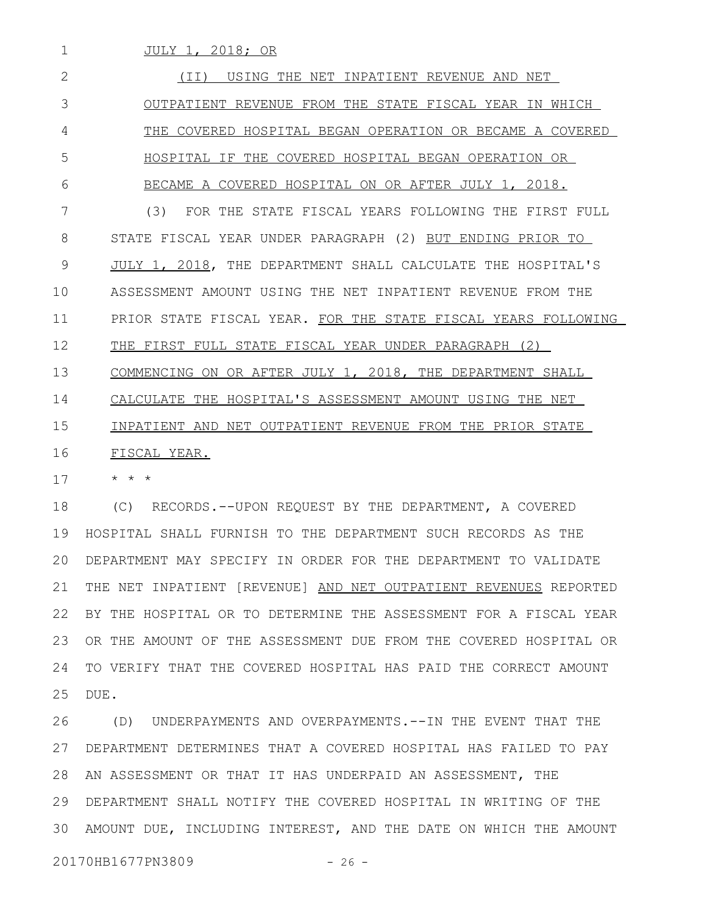JULY 1, 2018; OR

(II) USING THE NET INPATIENT REVENUE AND NET OUTPATIENT REVENUE FROM THE STATE FISCAL YEAR IN WHICH THE COVERED HOSPITAL BEGAN OPERATION OR BECAME A COVERED HOSPITAL IF THE COVERED HOSPITAL BEGAN OPERATION OR BECAME A COVERED HOSPITAL ON OR AFTER JULY 1, 2018.

(3) FOR THE STATE FISCAL YEARS FOLLOWING THE FIRST FULL STATE FISCAL YEAR UNDER PARAGRAPH (2) BUT ENDING PRIOR TO JULY 1, 2018, THE DEPARTMENT SHALL CALCULATE THE HOSPITAL'S ASSESSMENT AMOUNT USING THE NET INPATIENT REVENUE FROM THE PRIOR STATE FISCAL YEAR. FOR THE STATE FISCAL YEARS FOLLOWING THE FIRST FULL STATE FISCAL YEAR UNDER PARAGRAPH (2) COMMENCING ON OR AFTER JULY 1, 2018, THE DEPARTMENT SHALL CALCULATE THE HOSPITAL'S ASSESSMENT AMOUNT USING THE NET INPATIENT AND NET OUTPATIENT REVENUE FROM THE PRIOR STATE FISCAL YEAR.

* * *

(C) RECORDS.--UPON REQUEST BY THE DEPARTMENT, A COVERED HOSPITAL SHALL FURNISH TO THE DEPARTMENT SUCH RECORDS AS THE DEPARTMENT MAY SPECIFY IN ORDER FOR THE DEPARTMENT TO VALIDATE THE NET INPATIENT [REVENUE] AND NET OUTPATIENT REVENUES REPORTED BY THE HOSPITAL OR TO DETERMINE THE ASSESSMENT FOR A FISCAL YEAR OR THE AMOUNT OF THE ASSESSMENT DUE FROM THE COVERED HOSPITAL OR TO VERIFY THAT THE COVERED HOSPITAL HAS PAID THE CORRECT AMOUNT DUE.

(D) UNDERPAYMENTS AND OVERPAYMENTS.--IN THE EVENT THAT THE DEPARTMENT DETERMINES THAT A COVERED HOSPITAL HAS FAILED TO PAY AN ASSESSMENT OR THAT IT HAS UNDERPAID AN ASSESSMENT, THE DEPARTMENT SHALL NOTIFY THE COVERED HOSPITAL IN WRITING OF THE AMOUNT DUE, INCLUDING INTEREST, AND THE DATE ON WHICH THE AMOUNT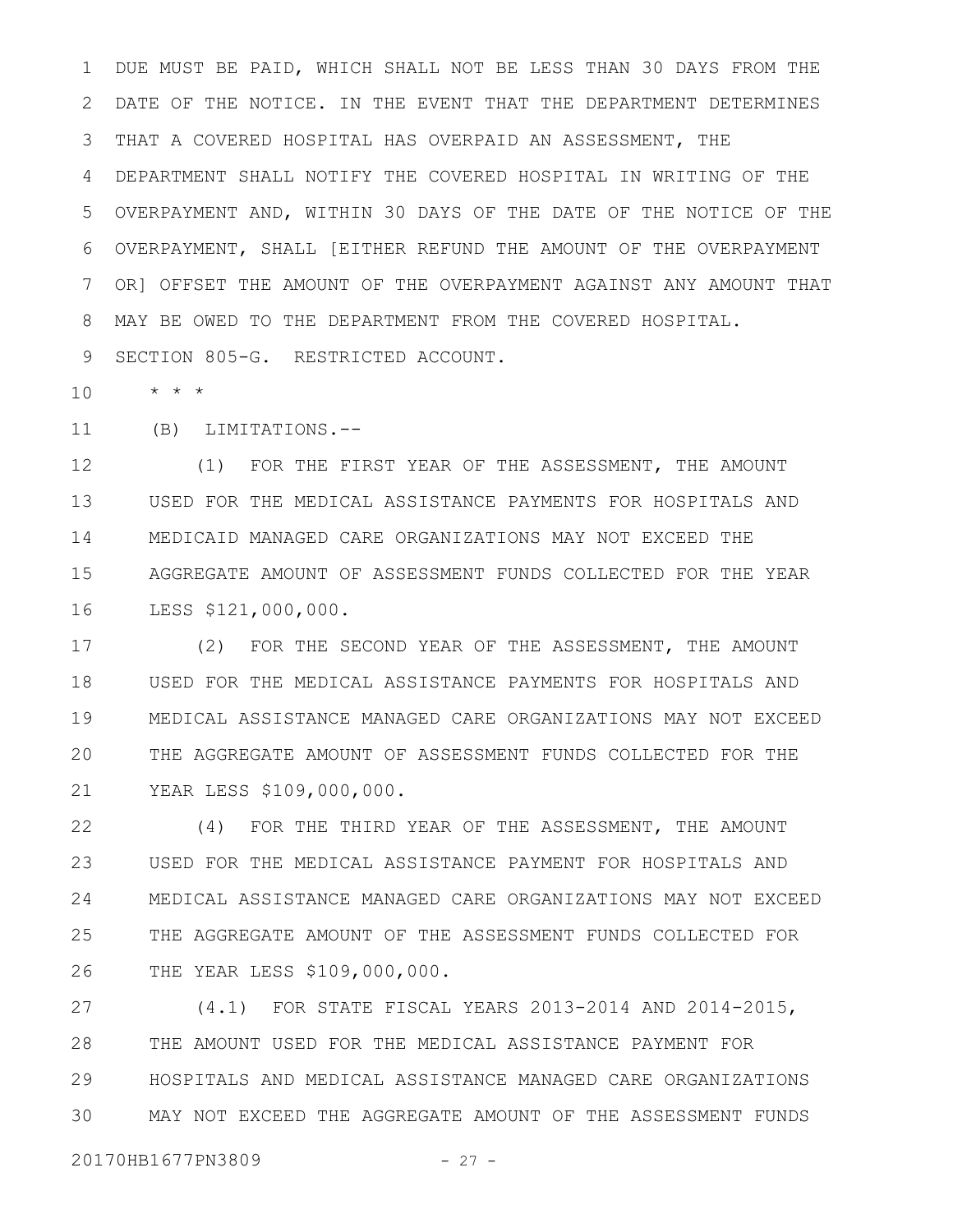DUE MUST BE PAID, WHICH SHALL NOT BE LESS THAN 30 DAYS FROM THE DATE OF THE NOTICE. IN THE EVENT THAT THE DEPARTMENT DETERMINES THAT A COVERED HOSPITAL HAS OVERPAID AN ASSESSMENT, THE DEPARTMENT SHALL NOTIFY THE COVERED HOSPITAL IN WRITING OF THE OVERPAYMENT AND, WITHIN 30 DAYS OF THE DATE OF THE NOTICE OF THE OVERPAYMENT, SHALL [EITHER REFUND THE AMOUNT OF THE OVERPAYMENT OR] OFFSET THE AMOUNT OF THE OVERPAYMENT AGAINST ANY AMOUNT THAT MAY BE OWED TO THE DEPARTMENT FROM THE COVERED HOSPITAL.

SECTION 805-G. RESTRICTED ACCOUNT.

* * *

(B) LIMITATIONS.--

(1) FOR THE FIRST YEAR OF THE ASSESSMENT, THE AMOUNT USED FOR THE MEDICAL ASSISTANCE PAYMENTS FOR HOSPITALS AND MEDICAID MANAGED CARE ORGANIZATIONS MAY NOT EXCEED THE AGGREGATE AMOUNT OF ASSESSMENT FUNDS COLLECTED FOR THE YEAR LESS $121,000,000.

(2) FOR THE SECOND YEAR OF THE ASSESSMENT, THE AMOUNT USED FOR THE MEDICAL ASSISTANCE PAYMENTS FOR HOSPITALS AND MEDICAL ASSISTANCE MANAGED CARE ORGANIZATIONS MAY NOT EXCEED THE AGGREGATE AMOUNT OF ASSESSMENT FUNDS COLLECTED FOR THE YEAR LESS $109,000,000.

(4) FOR THE THIRD YEAR OF THE ASSESSMENT, THE AMOUNT USED FOR THE MEDICAL ASSISTANCE PAYMENT FOR HOSPITALS AND MEDICAL ASSISTANCE MANAGED CARE ORGANIZATIONS MAY NOT EXCEED THE AGGREGATE AMOUNT OF THE ASSESSMENT FUNDS COLLECTED FOR THE YEAR LESS $109,000,000.

(4.1) FOR STATE FISCAL YEARS 2013-2014 AND 2014-2015, THE AMOUNT USED FOR THE MEDICAL ASSISTANCE PAYMENT FOR HOSPITALS AND MEDICAL ASSISTANCE MANAGED CARE ORGANIZATIONS MAY NOT EXCEED THE AGGREGATE AMOUNT OF THE ASSESSMENT FUNDS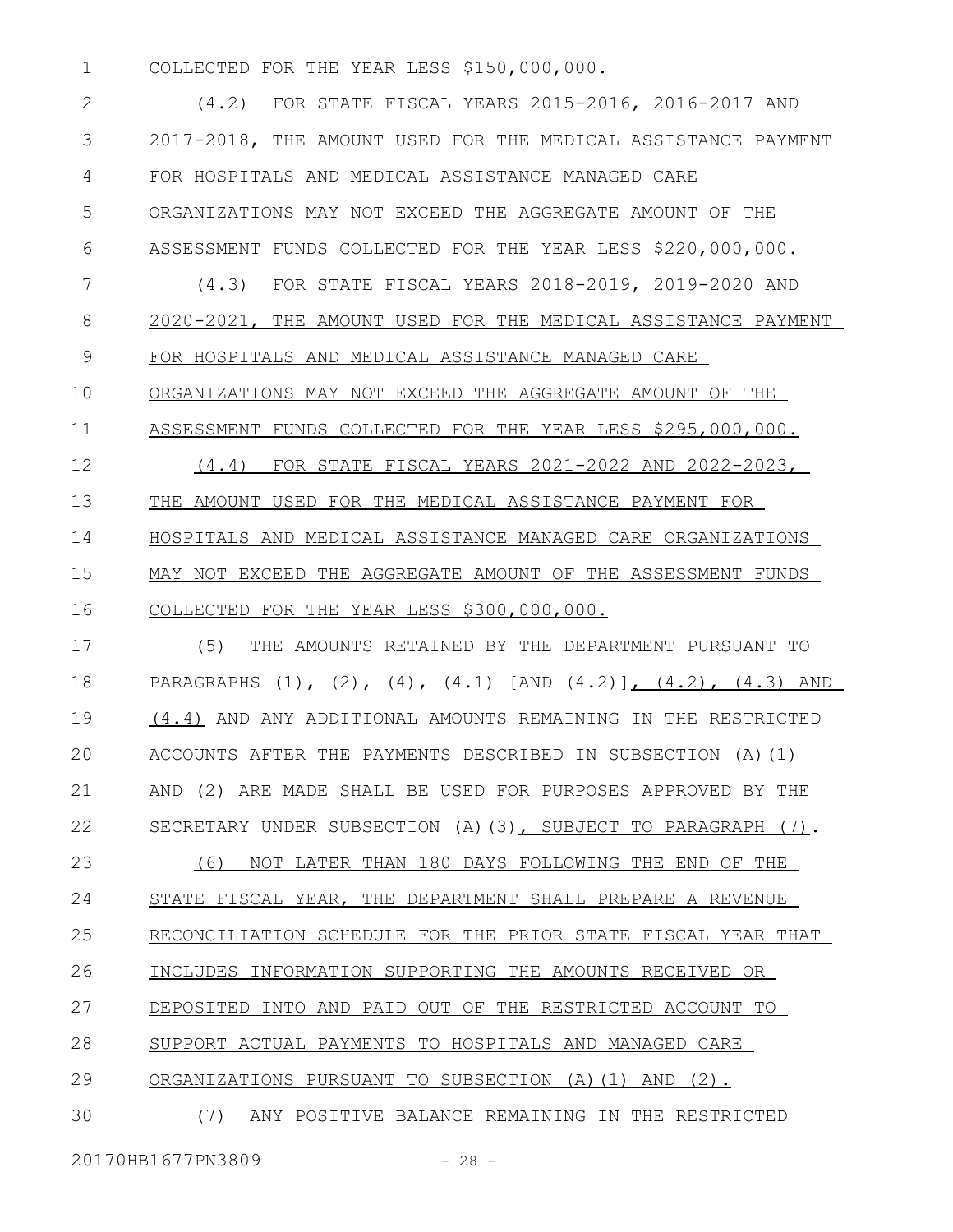COLLECTED FOR THE YEAR LESS $150,000,000.

(4.2) FOR STATE FISCAL YEARS 2015-2016, 2016-2017 AND 2017-2018, THE AMOUNT USED FOR THE MEDICAL ASSISTANCE PAYMENT FOR HOSPITALS AND MEDICAL ASSISTANCE MANAGED CARE ORGANIZATIONS MAY NOT EXCEED THE AGGREGATE AMOUNT OF THE ASSESSMENT FUNDS COLLECTED FOR THE YEAR LESS $220,000,000.

<u>(4.3) FOR STATE FISCAL YEARS 2018-2019, 2019-2020 AND 2020-2021, THE AMOUNT USED FOR THE MEDICAL ASSISTANCE PAYMENT FOR HOSPITALS AND MEDICAL ASSISTANCE MANAGED CARE ORGANIZATIONS MAY NOT EXCEED THE AGGREGATE AMOUNT OF THE ASSESSMENT FUNDS COLLECTED FOR THE YEAR LESS $295,000,000.</u>

<u>(4.4) FOR STATE FISCAL YEARS 2021-2022 AND 2022-2023, THE AMOUNT USED FOR THE MEDICAL ASSISTANCE PAYMENT FOR HOSPITALS AND MEDICAL ASSISTANCE MANAGED CARE ORGANIZATIONS MAY NOT EXCEED THE AGGREGATE AMOUNT OF THE ASSESSMENT FUNDS COLLECTED FOR THE YEAR LESS $300,000,000.</u>

(5) THE AMOUNTS RETAINED BY THE DEPARTMENT PURSUANT TO PARAGRAPHS (1), (2), (4), (4.1) [AND (4.2)]<u>, (4.2), (4.3) AND (4.4)</u> AND ANY ADDITIONAL AMOUNTS REMAINING IN THE RESTRICTED ACCOUNTS AFTER THE PAYMENTS DESCRIBED IN SUBSECTION (A)(1) AND (2) ARE MADE SHALL BE USED FOR PURPOSES APPROVED BY THE SECRETARY UNDER SUBSECTION (A)(3)<u>, SUBJECT TO PARAGRAPH (7)</u>.

<u>(6) NOT LATER THAN 180 DAYS FOLLOWING THE END OF THE STATE FISCAL YEAR, THE DEPARTMENT SHALL PREPARE A REVENUE RECONCILIATION SCHEDULE FOR THE PRIOR STATE FISCAL YEAR THAT INCLUDES INFORMATION SUPPORTING THE AMOUNTS RECEIVED OR DEPOSITED INTO AND PAID OUT OF THE RESTRICTED ACCOUNT TO SUPPORT ACTUAL PAYMENTS TO HOSPITALS AND MANAGED CARE ORGANIZATIONS PURSUANT TO SUBSECTION (A)(1) AND (2).</u>

<u>(7) ANY POSITIVE BALANCE REMAINING IN THE RESTRICTED</u>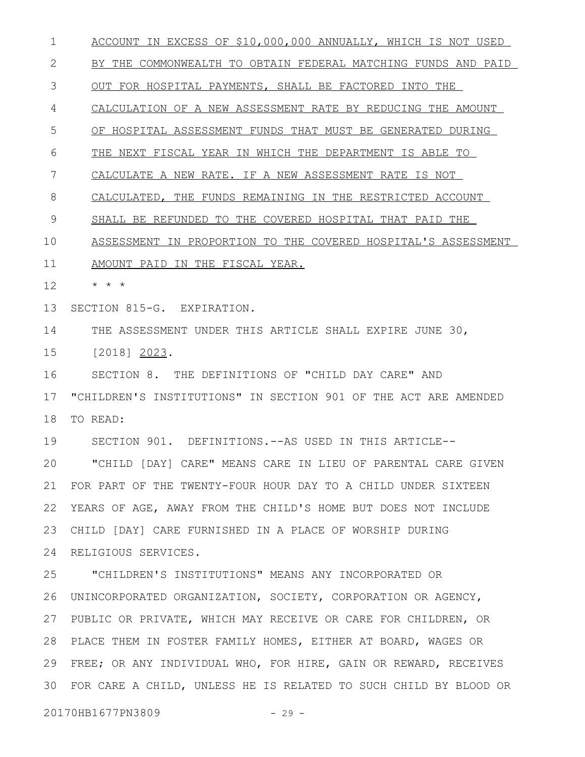ACCOUNT IN EXCESS OF $10,000,000 ANNUALLY, WHICH IS NOT USED BY THE COMMONWEALTH TO OBTAIN FEDERAL MATCHING FUNDS AND PAID OUT FOR HOSPITAL PAYMENTS, SHALL BE FACTORED INTO THE CALCULATION OF A NEW ASSESSMENT RATE BY REDUCING THE AMOUNT OF HOSPITAL ASSESSMENT FUNDS THAT MUST BE GENERATED DURING THE NEXT FISCAL YEAR IN WHICH THE DEPARTMENT IS ABLE TO CALCULATE A NEW RATE. IF A NEW ASSESSMENT RATE IS NOT CALCULATED, THE FUNDS REMAINING IN THE RESTRICTED ACCOUNT SHALL BE REFUNDED TO THE COVERED HOSPITAL THAT PAID THE ASSESSMENT IN PROPORTION TO THE COVERED HOSPITAL'S ASSESSMENT AMOUNT PAID IN THE FISCAL YEAR.

\* \* \*

SECTION 815-G. EXPIRATION.

THE ASSESSMENT UNDER THIS ARTICLE SHALL EXPIRE JUNE 30, [2018] 2023.

SECTION 8. THE DEFINITIONS OF "CHILD DAY CARE" AND "CHILDREN'S INSTITUTIONS" IN SECTION 901 OF THE ACT ARE AMENDED TO READ:

SECTION 901. DEFINITIONS.--AS USED IN THIS ARTICLE--

"CHILD [DAY] CARE" MEANS CARE IN LIEU OF PARENTAL CARE GIVEN FOR PART OF THE TWENTY-FOUR HOUR DAY TO A CHILD UNDER SIXTEEN YEARS OF AGE, AWAY FROM THE CHILD'S HOME BUT DOES NOT INCLUDE CHILD [DAY] CARE FURNISHED IN A PLACE OF WORSHIP DURING RELIGIOUS SERVICES.

"CHILDREN'S INSTITUTIONS" MEANS ANY INCORPORATED OR UNINCORPORATED ORGANIZATION, SOCIETY, CORPORATION OR AGENCY, PUBLIC OR PRIVATE, WHICH MAY RECEIVE OR CARE FOR CHILDREN, OR PLACE THEM IN FOSTER FAMILY HOMES, EITHER AT BOARD, WAGES OR FREE; OR ANY INDIVIDUAL WHO, FOR HIRE, GAIN OR REWARD, RECEIVES FOR CARE A CHILD, UNLESS HE IS RELATED TO SUCH CHILD BY BLOOD OR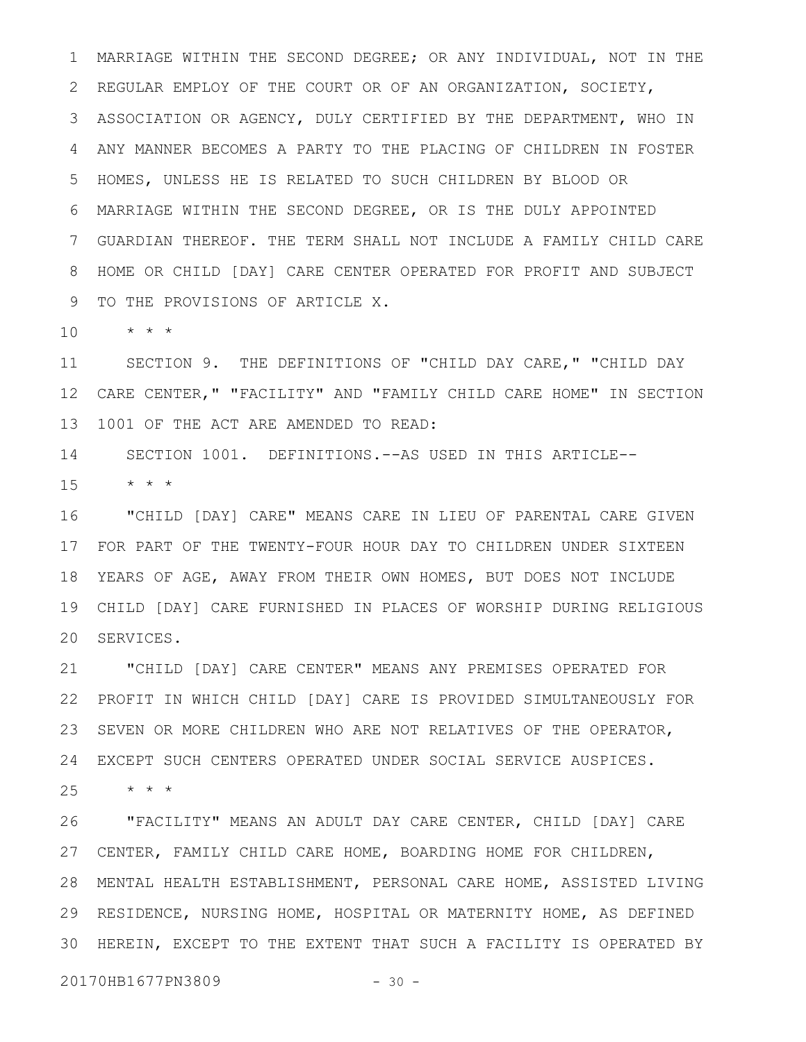MARRIAGE WITHIN THE SECOND DEGREE; OR ANY INDIVIDUAL, NOT IN THE REGULAR EMPLOY OF THE COURT OR OF AN ORGANIZATION, SOCIETY, ASSOCIATION OR AGENCY, DULY CERTIFIED BY THE DEPARTMENT, WHO IN ANY MANNER BECOMES A PARTY TO THE PLACING OF CHILDREN IN FOSTER HOMES, UNLESS HE IS RELATED TO SUCH CHILDREN BY BLOOD OR MARRIAGE WITHIN THE SECOND DEGREE, OR IS THE DULY APPOINTED GUARDIAN THEREOF. THE TERM SHALL NOT INCLUDE A FAMILY CHILD CARE HOME OR CHILD [DAY] CARE CENTER OPERATED FOR PROFIT AND SUBJECT TO THE PROVISIONS OF ARTICLE X.

* * *

SECTION 9. THE DEFINITIONS OF "CHILD DAY CARE," "CHILD DAY CARE CENTER," "FACILITY" AND "FAMILY CHILD CARE HOME" IN SECTION 1001 OF THE ACT ARE AMENDED TO READ:

SECTION 1001. DEFINITIONS.--AS USED IN THIS ARTICLE--

* * *

"CHILD [DAY] CARE" MEANS CARE IN LIEU OF PARENTAL CARE GIVEN FOR PART OF THE TWENTY-FOUR HOUR DAY TO CHILDREN UNDER SIXTEEN YEARS OF AGE, AWAY FROM THEIR OWN HOMES, BUT DOES NOT INCLUDE CHILD [DAY] CARE FURNISHED IN PLACES OF WORSHIP DURING RELIGIOUS SERVICES.

"CHILD [DAY] CARE CENTER" MEANS ANY PREMISES OPERATED FOR PROFIT IN WHICH CHILD [DAY] CARE IS PROVIDED SIMULTANEOUSLY FOR SEVEN OR MORE CHILDREN WHO ARE NOT RELATIVES OF THE OPERATOR, EXCEPT SUCH CENTERS OPERATED UNDER SOCIAL SERVICE AUSPICES.

* * *

"FACILITY" MEANS AN ADULT DAY CARE CENTER, CHILD [DAY] CARE CENTER, FAMILY CHILD CARE HOME, BOARDING HOME FOR CHILDREN, MENTAL HEALTH ESTABLISHMENT, PERSONAL CARE HOME, ASSISTED LIVING RESIDENCE, NURSING HOME, HOSPITAL OR MATERNITY HOME, AS DEFINED HEREIN, EXCEPT TO THE EXTENT THAT SUCH A FACILITY IS OPERATED BY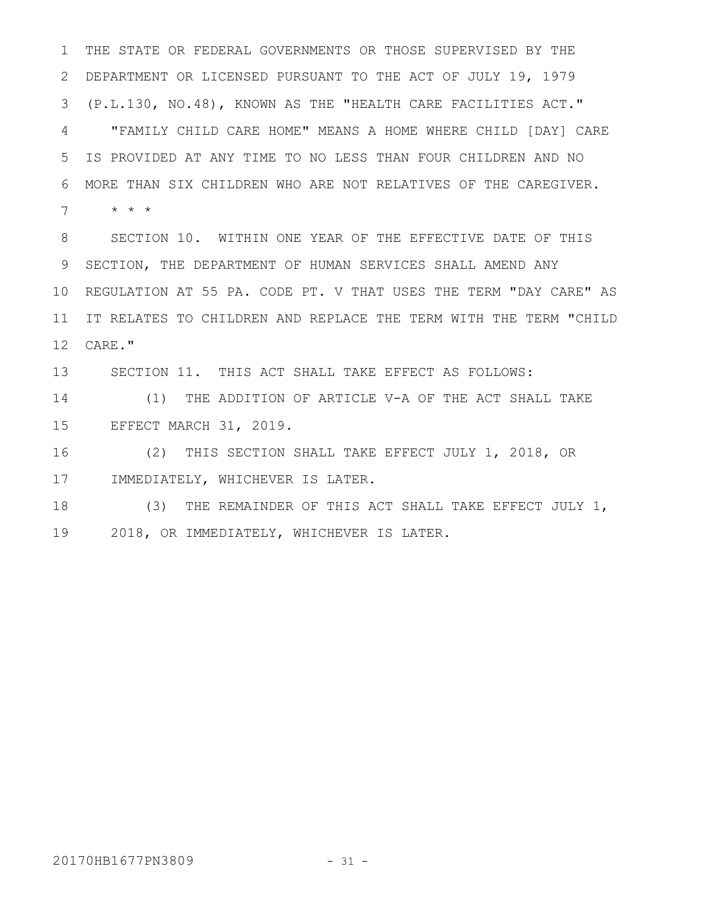THE STATE OR FEDERAL GOVERNMENTS OR THOSE SUPERVISED BY THE DEPARTMENT OR LICENSED PURSUANT TO THE ACT OF JULY 19, 1979 (P.L.130, NO.48), KNOWN AS THE "HEALTH CARE FACILITIES ACT."

"FAMILY CHILD CARE HOME" MEANS A HOME WHERE CHILD [DAY] CARE IS PROVIDED AT ANY TIME TO NO LESS THAN FOUR CHILDREN AND NO MORE THAN SIX CHILDREN WHO ARE NOT RELATIVES OF THE CAREGIVER.

* * *

SECTION 10. WITHIN ONE YEAR OF THE EFFECTIVE DATE OF THIS SECTION, THE DEPARTMENT OF HUMAN SERVICES SHALL AMEND ANY REGULATION AT 55 PA. CODE PT. V THAT USES THE TERM "DAY CARE" AS IT RELATES TO CHILDREN AND REPLACE THE TERM WITH THE TERM "CHILD CARE."

SECTION 11. THIS ACT SHALL TAKE EFFECT AS FOLLOWS:

(1) THE ADDITION OF ARTICLE V-A OF THE ACT SHALL TAKE EFFECT MARCH 31, 2019.

(2) THIS SECTION SHALL TAKE EFFECT JULY 1, 2018, OR IMMEDIATELY, WHICHEVER IS LATER.

(3) THE REMAINDER OF THIS ACT SHALL TAKE EFFECT JULY 1, 2018, OR IMMEDIATELY, WHICHEVER IS LATER.